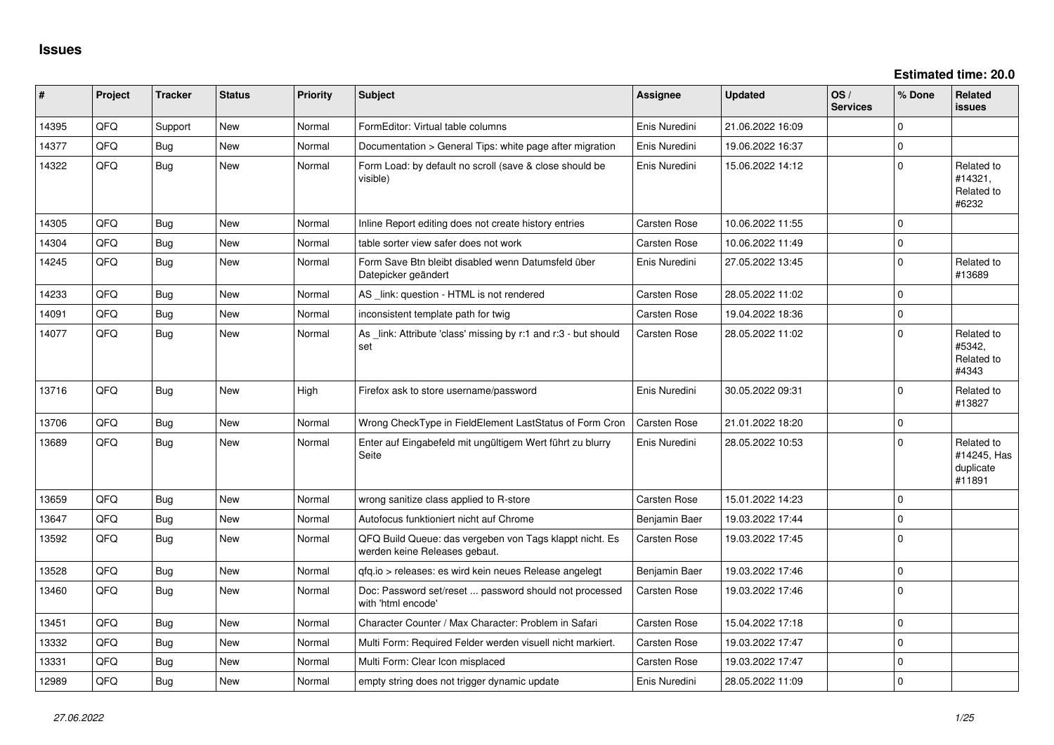# Issues

**Estimated time: 20.0**

| # | Project | Tracker | Status | Priority | Subject | Assignee | Updated | OS / Services | % Done | Related issues |
|---|---|---|---|---|---|---|---|---|---|---|
| 14395 | QFQ | Support | New | Normal | FormEditor: Virtual table columns | Enis Nuredini | 21.06.2022 16:09 | | 0 | |
| 14377 | QFQ | Bug | New | Normal | Documentation > General Tips: white page after migration | Enis Nuredini | 19.06.2022 16:37 | | 0 | |
| 14322 | QFQ | Bug | New | Normal | Form Load: by default no scroll (save & close should be visible) | Enis Nuredini | 15.06.2022 14:12 | | 0 | Related to #14321, Related to #6232 |
| 14305 | QFQ | Bug | New | Normal | Inline Report editing does not create history entries | Carsten Rose | 10.06.2022 11:55 | | 0 | |
| 14304 | QFQ | Bug | New | Normal | table sorter view safer does not work | Carsten Rose | 10.06.2022 11:49 | | 0 | |
| 14245 | QFQ | Bug | New | Normal | Form Save Btn bleibt disabled wenn Datumsfeld über Datepicker geändert | Enis Nuredini | 27.05.2022 13:45 | | 0 | Related to #13689 |
| 14233 | QFQ | Bug | New | Normal | AS _link: question - HTML is not rendered | Carsten Rose | 28.05.2022 11:02 | | 0 | |
| 14091 | QFQ | Bug | New | Normal | inconsistent template path for twig | Carsten Rose | 19.04.2022 18:36 | | 0 | |
| 14077 | QFQ | Bug | New | Normal | As _link: Attribute 'class' missing by r:1 and r:3 - but should set | Carsten Rose | 28.05.2022 11:02 | | 0 | Related to #5342, Related to #4343 |
| 13716 | QFQ | Bug | New | High | Firefox ask to store username/password | Enis Nuredini | 30.05.2022 09:31 | | 0 | Related to #13827 |
| 13706 | QFQ | Bug | New | Normal | Wrong CheckType in FieldElement LastStatus of Form Cron | Carsten Rose | 21.01.2022 18:20 | | 0 | |
| 13689 | QFQ | Bug | New | Normal | Enter auf Eingabefeld mit ungültigem Wert führt zu blurry Seite | Enis Nuredini | 28.05.2022 10:53 | | 0 | Related to #14245, Has duplicate #11891 |
| 13659 | QFQ | Bug | New | Normal | wrong sanitize class applied to R-store | Carsten Rose | 15.01.2022 14:23 | | 0 | |
| 13647 | QFQ | Bug | New | Normal | Autofocus funktioniert nicht auf Chrome | Benjamin Baer | 19.03.2022 17:44 | | 0 | |
| 13592 | QFQ | Bug | New | Normal | QFQ Build Queue: das vergeben von Tags klappt nicht. Es werden keine Releases gebaut. | Carsten Rose | 19.03.2022 17:45 | | 0 | |
| 13528 | QFQ | Bug | New | Normal | qfq.io > releases: es wird kein neues Release angelegt | Benjamin Baer | 19.03.2022 17:46 | | 0 | |
| 13460 | QFQ | Bug | New | Normal | Doc: Password set/reset ... password should not processed with 'html encode' | Carsten Rose | 19.03.2022 17:46 | | 0 | |
| 13451 | QFQ | Bug | New | Normal | Character Counter / Max Character: Problem in Safari | Carsten Rose | 15.04.2022 17:18 | | 0 | |
| 13332 | QFQ | Bug | New | Normal | Multi Form: Required Felder werden visuell nicht markiert. | Carsten Rose | 19.03.2022 17:47 | | 0 | |
| 13331 | QFQ | Bug | New | Normal | Multi Form: Clear Icon misplaced | Carsten Rose | 19.03.2022 17:47 | | 0 | |
| 12989 | QFQ | Bug | New | Normal | empty string does not trigger dynamic update | Enis Nuredini | 28.05.2022 11:09 | | 0 | |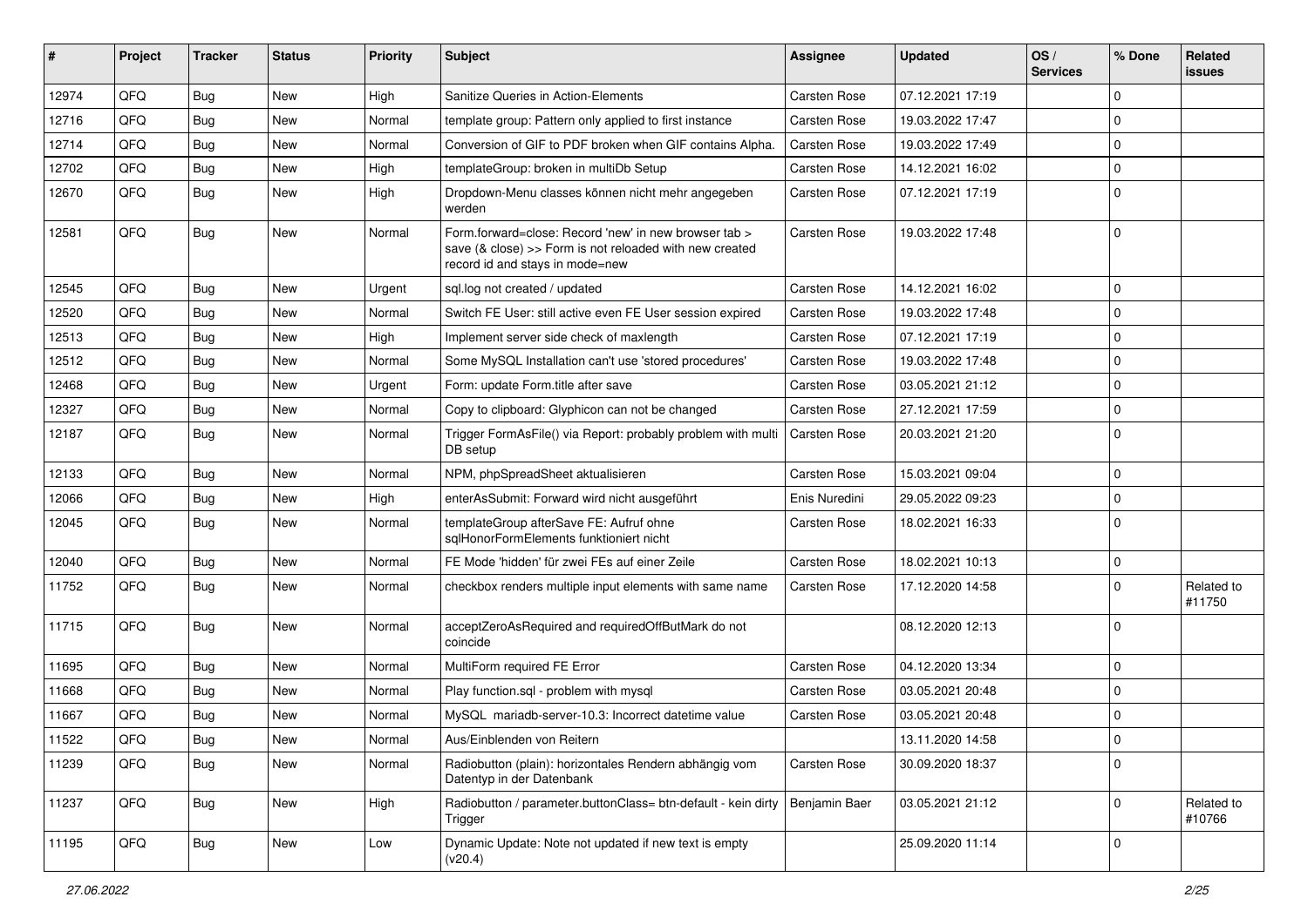| # | Project | Tracker | Status | Priority | Subject | Assignee | Updated | OS / Services | % Done | Related issues |
|---|---|---|---|---|---|---|---|---|---|---|
| 12974 | QFQ | Bug | New | High | Sanitize Queries in Action-Elements | Carsten Rose | 07.12.2021 17:19 | | 0 | |
| 12716 | QFQ | Bug | New | Normal | template group: Pattern only applied to first instance | Carsten Rose | 19.03.2022 17:47 | | 0 | |
| 12714 | QFQ | Bug | New | Normal | Conversion of GIF to PDF broken when GIF contains Alpha. | Carsten Rose | 19.03.2022 17:49 | | 0 | |
| 12702 | QFQ | Bug | New | High | templateGroup: broken in multiDb Setup | Carsten Rose | 14.12.2021 16:02 | | 0 | |
| 12670 | QFQ | Bug | New | High | Dropdown-Menu classes können nicht mehr angegeben werden | Carsten Rose | 07.12.2021 17:19 | | 0 | |
| 12581 | QFQ | Bug | New | Normal | Form.forward=close: Record 'new' in new browser tab > save (& close) >> Form is not reloaded with new created record id and stays in mode=new | Carsten Rose | 19.03.2022 17:48 | | 0 | |
| 12545 | QFQ | Bug | New | Urgent | sql.log not created / updated | Carsten Rose | 14.12.2021 16:02 | | 0 | |
| 12520 | QFQ | Bug | New | Normal | Switch FE User: still active even FE User session expired | Carsten Rose | 19.03.2022 17:48 | | 0 | |
| 12513 | QFQ | Bug | New | High | Implement server side check of maxlength | Carsten Rose | 07.12.2021 17:19 | | 0 | |
| 12512 | QFQ | Bug | New | Normal | Some MySQL Installation can't use 'stored procedures' | Carsten Rose | 19.03.2022 17:48 | | 0 | |
| 12468 | QFQ | Bug | New | Urgent | Form: update Form.title after save | Carsten Rose | 03.05.2021 21:12 | | 0 | |
| 12327 | QFQ | Bug | New | Normal | Copy to clipboard: Glyphicon can not be changed | Carsten Rose | 27.12.2021 17:59 | | 0 | |
| 12187 | QFQ | Bug | New | Normal | Trigger FormAsFile() via Report: probably problem with multi DB setup | Carsten Rose | 20.03.2021 21:20 | | 0 | |
| 12133 | QFQ | Bug | New | Normal | NPM, phpSpreadSheet aktualisieren | Carsten Rose | 15.03.2021 09:04 | | 0 | |
| 12066 | QFQ | Bug | New | High | enterAsSubmit: Forward wird nicht ausgeführt | Enis Nuredini | 29.05.2022 09:23 | | 0 | |
| 12045 | QFQ | Bug | New | Normal | templateGroup afterSave FE: Aufruf ohne sqlHonorFormElements funktioniert nicht | Carsten Rose | 18.02.2021 16:33 | | 0 | |
| 12040 | QFQ | Bug | New | Normal | FE Mode 'hidden' für zwei FEs auf einer Zeile | Carsten Rose | 18.02.2021 10:13 | | 0 | |
| 11752 | QFQ | Bug | New | Normal | checkbox renders multiple input elements with same name | Carsten Rose | 17.12.2020 14:58 | | 0 | Related to #11750 |
| 11715 | QFQ | Bug | New | Normal | acceptZeroAsRequired and requiredOffButMark do not coincide | | 08.12.2020 12:13 | | 0 | |
| 11695 | QFQ | Bug | New | Normal | MultiForm required FE Error | Carsten Rose | 04.12.2020 13:34 | | 0 | |
| 11668 | QFQ | Bug | New | Normal | Play function.sql - problem with mysql | Carsten Rose | 03.05.2021 20:48 | | 0 | |
| 11667 | QFQ | Bug | New | Normal | MySQL mariadb-server-10.3: Incorrect datetime value | Carsten Rose | 03.05.2021 20:48 | | 0 | |
| 11522 | QFQ | Bug | New | Normal | Aus/Einblenden von Reitern | | 13.11.2020 14:58 | | 0 | |
| 11239 | QFQ | Bug | New | Normal | Radiobutton (plain): horizontales Rendern abhängig vom Datentyp in der Datenbank | Carsten Rose | 30.09.2020 18:37 | | 0 | |
| 11237 | QFQ | Bug | New | High | Radiobutton / parameter.buttonClass= btn-default - kein dirty Trigger | Benjamin Baer | 03.05.2021 21:12 | | 0 | Related to #10766 |
| 11195 | QFQ | Bug | New | Low | Dynamic Update: Note not updated if new text is empty (v20.4) | | 25.09.2020 11:14 | | 0 | |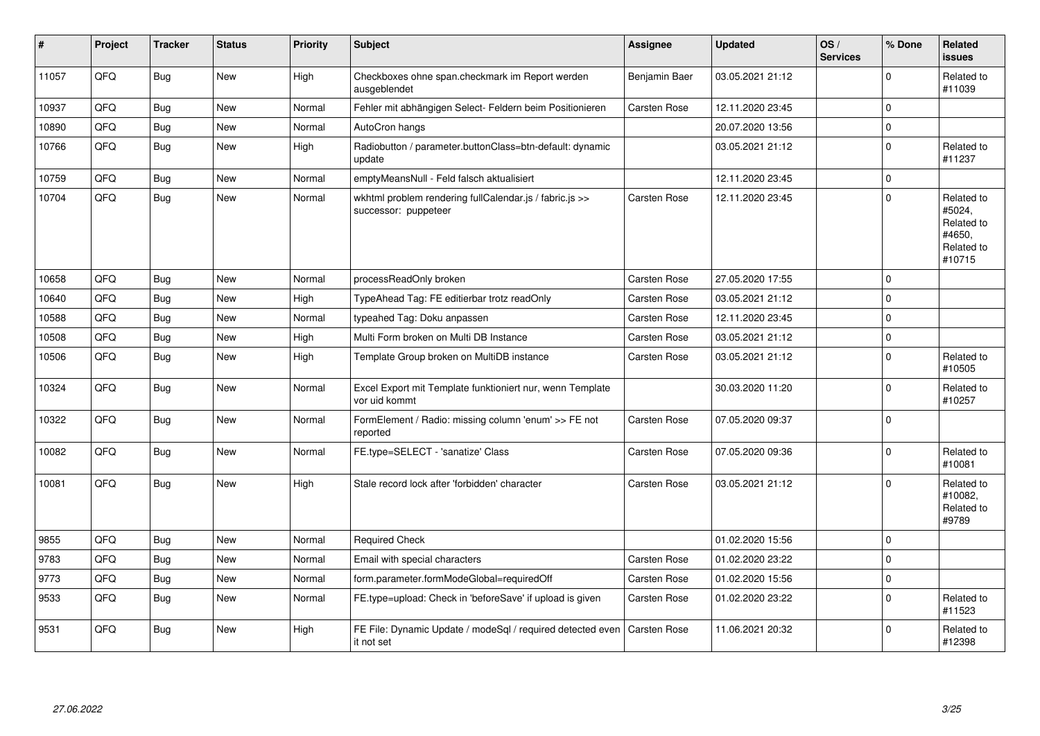| # | Project | Tracker | Status | Priority | Subject | Assignee | Updated | OS / Services | % Done | Related issues |
|---|---|---|---|---|---|---|---|---|---|---|
| 11057 | QFQ | Bug | New | High | Checkboxes ohne span.checkmark im Report werden ausgeblendet | Benjamin Baer | 03.05.2021 21:12 | | 0 | Related to #11039 |
| 10937 | QFQ | Bug | New | Normal | Fehler mit abhängigen Select- Feldern beim Positionieren | Carsten Rose | 12.11.2020 23:45 | | 0 | |
| 10890 | QFQ | Bug | New | Normal | AutoCron hangs | | 20.07.2020 13:56 | | 0 | |
| 10766 | QFQ | Bug | New | High | Radiobutton / parameter.buttonClass=btn-default: dynamic update | | 03.05.2021 21:12 | | 0 | Related to #11237 |
| 10759 | QFQ | Bug | New | Normal | emptyMeansNull - Feld falsch aktualisiert | | 12.11.2020 23:45 | | 0 | |
| 10704 | QFQ | Bug | New | Normal | wkhtml problem rendering fullCalendar.js / fabric.js >> successor: puppeteer | Carsten Rose | 12.11.2020 23:45 | | 0 | Related to #5024, Related to #4650, Related to #10715 |
| 10658 | QFQ | Bug | New | Normal | processReadOnly broken | Carsten Rose | 27.05.2020 17:55 | | 0 | |
| 10640 | QFQ | Bug | New | High | TypeAhead Tag: FE editierbar trotz readOnly | Carsten Rose | 03.05.2021 21:12 | | 0 | |
| 10588 | QFQ | Bug | New | Normal | typeahed Tag: Doku anpassen | Carsten Rose | 12.11.2020 23:45 | | 0 | |
| 10508 | QFQ | Bug | New | High | Multi Form broken on Multi DB Instance | Carsten Rose | 03.05.2021 21:12 | | 0 | |
| 10506 | QFQ | Bug | New | High | Template Group broken on MultiDB instance | Carsten Rose | 03.05.2021 21:12 | | 0 | Related to #10505 |
| 10324 | QFQ | Bug | New | Normal | Excel Export mit Template funktioniert nur, wenn Template vor uid kommt | | 30.03.2020 11:20 | | 0 | Related to #10257 |
| 10322 | QFQ | Bug | New | Normal | FormElement / Radio: missing column 'enum' >> FE not reported | Carsten Rose | 07.05.2020 09:37 | | 0 | |
| 10082 | QFQ | Bug | New | Normal | FE.type=SELECT - 'sanatize' Class | Carsten Rose | 07.05.2020 09:36 | | 0 | Related to #10081 |
| 10081 | QFQ | Bug | New | High | Stale record lock after 'forbidden' character | Carsten Rose | 03.05.2021 21:12 | | 0 | Related to #10082, Related to #9789 |
| 9855 | QFQ | Bug | New | Normal | Required Check | | 01.02.2020 15:56 | | 0 | |
| 9783 | QFQ | Bug | New | Normal | Email with special characters | Carsten Rose | 01.02.2020 23:22 | | 0 | |
| 9773 | QFQ | Bug | New | Normal | form.parameter.formModeGlobal=requiredOff | Carsten Rose | 01.02.2020 15:56 | | 0 | |
| 9533 | QFQ | Bug | New | Normal | FE.type=upload: Check in 'beforeSave' if upload is given | Carsten Rose | 01.02.2020 23:22 | | 0 | Related to #11523 |
| 9531 | QFQ | Bug | New | High | FE File: Dynamic Update / modeSql / required detected even it not set | Carsten Rose | 11.06.2021 20:32 | | 0 | Related to #12398 |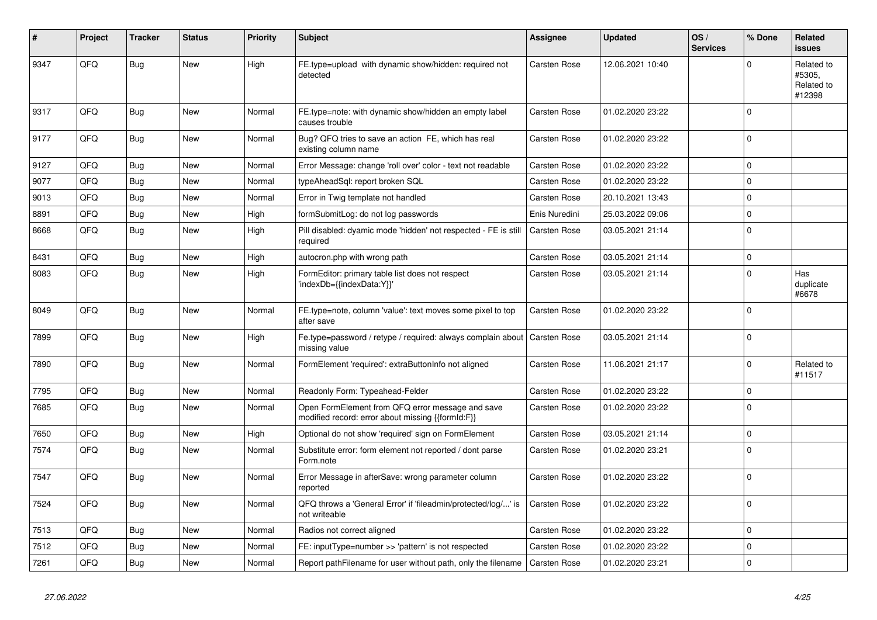| # | Project | Tracker | Status | Priority | Subject | Assignee | Updated | OS / Services | % Done | Related issues |
|---|---|---|---|---|---|---|---|---|---|---|
| 9347 | QFQ | Bug | New | High | FE.type=upload with dynamic show/hidden: required not detected | Carsten Rose | 12.06.2021 10:40 | | 0 | Related to #5305, Related to #12398 |
| 9317 | QFQ | Bug | New | Normal | FE.type=note: with dynamic show/hidden an empty label causes trouble | Carsten Rose | 01.02.2020 23:22 | | 0 | |
| 9177 | QFQ | Bug | New | Normal | Bug? QFQ tries to save an action FE, which has real existing column name | Carsten Rose | 01.02.2020 23:22 | | 0 | |
| 9127 | QFQ | Bug | New | Normal | Error Message: change 'roll over' color - text not readable | Carsten Rose | 01.02.2020 23:22 | | 0 | |
| 9077 | QFQ | Bug | New | Normal | typeAheadSql: report broken SQL | Carsten Rose | 01.02.2020 23:22 | | 0 | |
| 9013 | QFQ | Bug | New | Normal | Error in Twig template not handled | Carsten Rose | 20.10.2021 13:43 | | 0 | |
| 8891 | QFQ | Bug | New | High | formSubmitLog: do not log passwords | Enis Nuredini | 25.03.2022 09:06 | | 0 | |
| 8668 | QFQ | Bug | New | High | Pill disabled: dyamic mode 'hidden' not respected - FE is still required | Carsten Rose | 03.05.2021 21:14 | | 0 | |
| 8431 | QFQ | Bug | New | High | autocron.php with wrong path | Carsten Rose | 03.05.2021 21:14 | | 0 | |
| 8083 | QFQ | Bug | New | High | FormEditor: primary table list does not respect 'indexDb={{indexData:Y}}' | Carsten Rose | 03.05.2021 21:14 | | 0 | Has duplicate #6678 |
| 8049 | QFQ | Bug | New | Normal | FE.type=note, column 'value': text moves some pixel to top after save | Carsten Rose | 01.02.2020 23:22 | | 0 | |
| 7899 | QFQ | Bug | New | High | Fe.type=password / retype / required: always complain about missing value | Carsten Rose | 03.05.2021 21:14 | | 0 | |
| 7890 | QFQ | Bug | New | Normal | FormElement 'required': extraButtonInfo not aligned | Carsten Rose | 11.06.2021 21:17 | | 0 | Related to #11517 |
| 7795 | QFQ | Bug | New | Normal | Readonly Form: Typeahead-Felder | Carsten Rose | 01.02.2020 23:22 | | 0 | |
| 7685 | QFQ | Bug | New | Normal | Open FormElement from QFQ error message and save modified record: error about missing {{formId:F}} | Carsten Rose | 01.02.2020 23:22 | | 0 | |
| 7650 | QFQ | Bug | New | High | Optional do not show 'required' sign on FormElement | Carsten Rose | 03.05.2021 21:14 | | 0 | |
| 7574 | QFQ | Bug | New | Normal | Substitute error: form element not reported / dont parse Form.note | Carsten Rose | 01.02.2020 23:21 | | 0 | |
| 7547 | QFQ | Bug | New | Normal | Error Message in afterSave: wrong parameter column reported | Carsten Rose | 01.02.2020 23:22 | | 0 | |
| 7524 | QFQ | Bug | New | Normal | QFQ throws a 'General Error' if 'fileadmin/protected/log/...' is not writeable | Carsten Rose | 01.02.2020 23:22 | | 0 | |
| 7513 | QFQ | Bug | New | Normal | Radios not correct aligned | Carsten Rose | 01.02.2020 23:22 | | 0 | |
| 7512 | QFQ | Bug | New | Normal | FE: inputType=number >> 'pattern' is not respected | Carsten Rose | 01.02.2020 23:22 | | 0 | |
| 7261 | QFQ | Bug | New | Normal | Report pathFilename for user without path, only the filename | Carsten Rose | 01.02.2020 23:21 | | 0 | |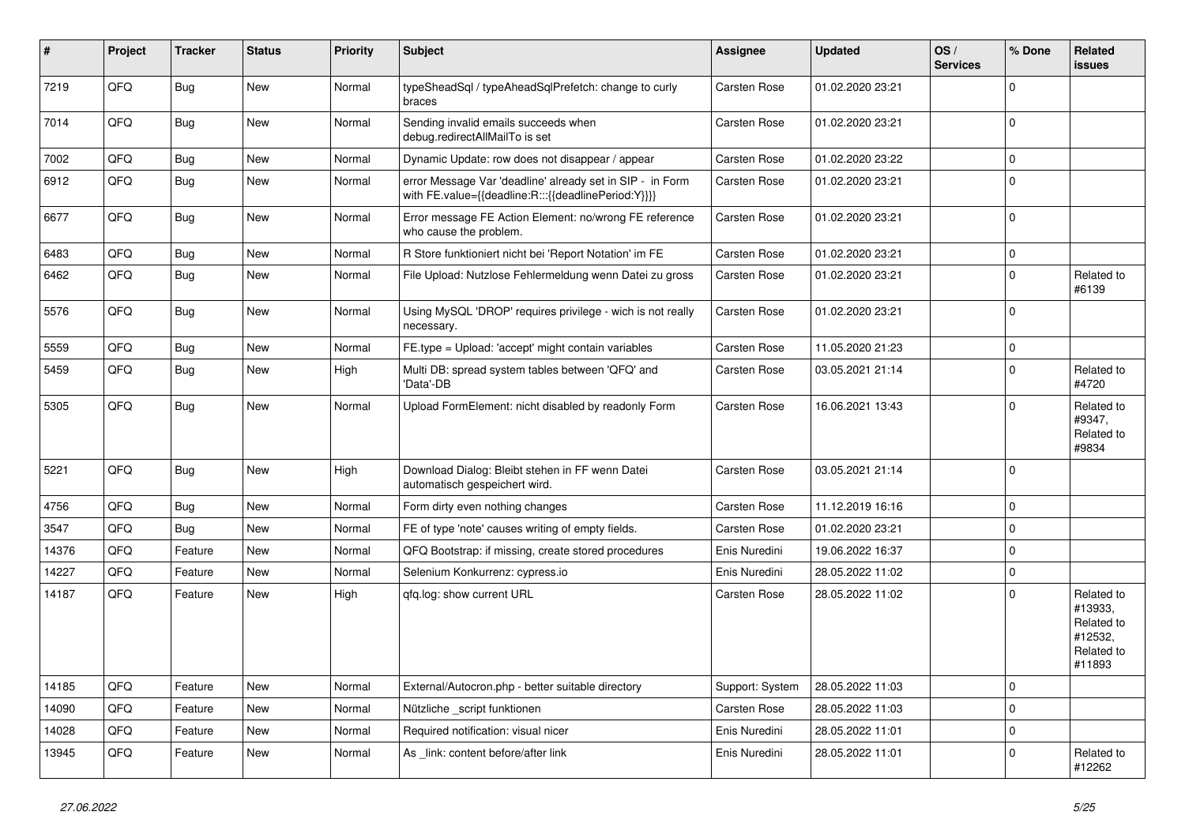| # | Project | Tracker | Status | Priority | Subject | Assignee | Updated | OS / Services | % Done | Related issues |
|---|---|---|---|---|---|---|---|---|---|---|
| 7219 | QFQ | Bug | New | Normal | typeSheadSql / typeAheadSqlPrefetch: change to curly braces | Carsten Rose | 01.02.2020 23:21 | | 0 | |
| 7014 | QFQ | Bug | New | Normal | Sending invalid emails succeeds when debug.redirectAllMailTo is set | Carsten Rose | 01.02.2020 23:21 | | 0 | |
| 7002 | QFQ | Bug | New | Normal | Dynamic Update: row does not disappear / appear | Carsten Rose | 01.02.2020 23:22 | | 0 | |
| 6912 | QFQ | Bug | New | Normal | error Message Var 'deadline' already set in SIP - in Form with FE.value={{deadline:R:::{{deadlinePeriod:Y}}}} | Carsten Rose | 01.02.2020 23:21 | | 0 | |
| 6677 | QFQ | Bug | New | Normal | Error message FE Action Element: no/wrong FE reference who cause the problem. | Carsten Rose | 01.02.2020 23:21 | | 0 | |
| 6483 | QFQ | Bug | New | Normal | R Store funktioniert nicht bei 'Report Notation' im FE | Carsten Rose | 01.02.2020 23:21 | | 0 | |
| 6462 | QFQ | Bug | New | Normal | File Upload: Nutzlose Fehlermeldung wenn Datei zu gross | Carsten Rose | 01.02.2020 23:21 | | 0 | Related to #6139 |
| 5576 | QFQ | Bug | New | Normal | Using MySQL 'DROP' requires privilege - wich is not really necessary. | Carsten Rose | 01.02.2020 23:21 | | 0 | |
| 5559 | QFQ | Bug | New | Normal | FE.type = Upload: 'accept' might contain variables | Carsten Rose | 11.05.2020 21:23 | | 0 | |
| 5459 | QFQ | Bug | New | High | Multi DB: spread system tables between 'QFQ' and 'Data'-DB | Carsten Rose | 03.05.2021 21:14 | | 0 | Related to #4720 |
| 5305 | QFQ | Bug | New | Normal | Upload FormElement: nicht disabled by readonly Form | Carsten Rose | 16.06.2021 13:43 | | 0 | Related to #9347, Related to #9834 |
| 5221 | QFQ | Bug | New | High | Download Dialog: Bleibt stehen in FF wenn Datei automatisch gespeichert wird. | Carsten Rose | 03.05.2021 21:14 | | 0 | |
| 4756 | QFQ | Bug | New | Normal | Form dirty even nothing changes | Carsten Rose | 11.12.2019 16:16 | | 0 | |
| 3547 | QFQ | Bug | New | Normal | FE of type 'note' causes writing of empty fields. | Carsten Rose | 01.02.2020 23:21 | | 0 | |
| 14376 | QFQ | Feature | New | Normal | QFQ Bootstrap: if missing, create stored procedures | Enis Nuredini | 19.06.2022 16:37 | | 0 | |
| 14227 | QFQ | Feature | New | Normal | Selenium Konkurrenz: cypress.io | Enis Nuredini | 28.05.2022 11:02 | | 0 | |
| 14187 | QFQ | Feature | New | High | qfq.log: show current URL | Carsten Rose | 28.05.2022 11:02 | | 0 | Related to #13933, Related to #12532, Related to #11893 |
| 14185 | QFQ | Feature | New | Normal | External/Autocron.php - better suitable directory | Support: System | 28.05.2022 11:03 | | 0 | |
| 14090 | QFQ | Feature | New | Normal | Nützliche _script funktionen | Carsten Rose | 28.05.2022 11:03 | | 0 | |
| 14028 | QFQ | Feature | New | Normal | Required notification: visual nicer | Enis Nuredini | 28.05.2022 11:01 | | 0 | |
| 13945 | QFQ | Feature | New | Normal | As _link: content before/after link | Enis Nuredini | 28.05.2022 11:01 | | 0 | Related to #12262 |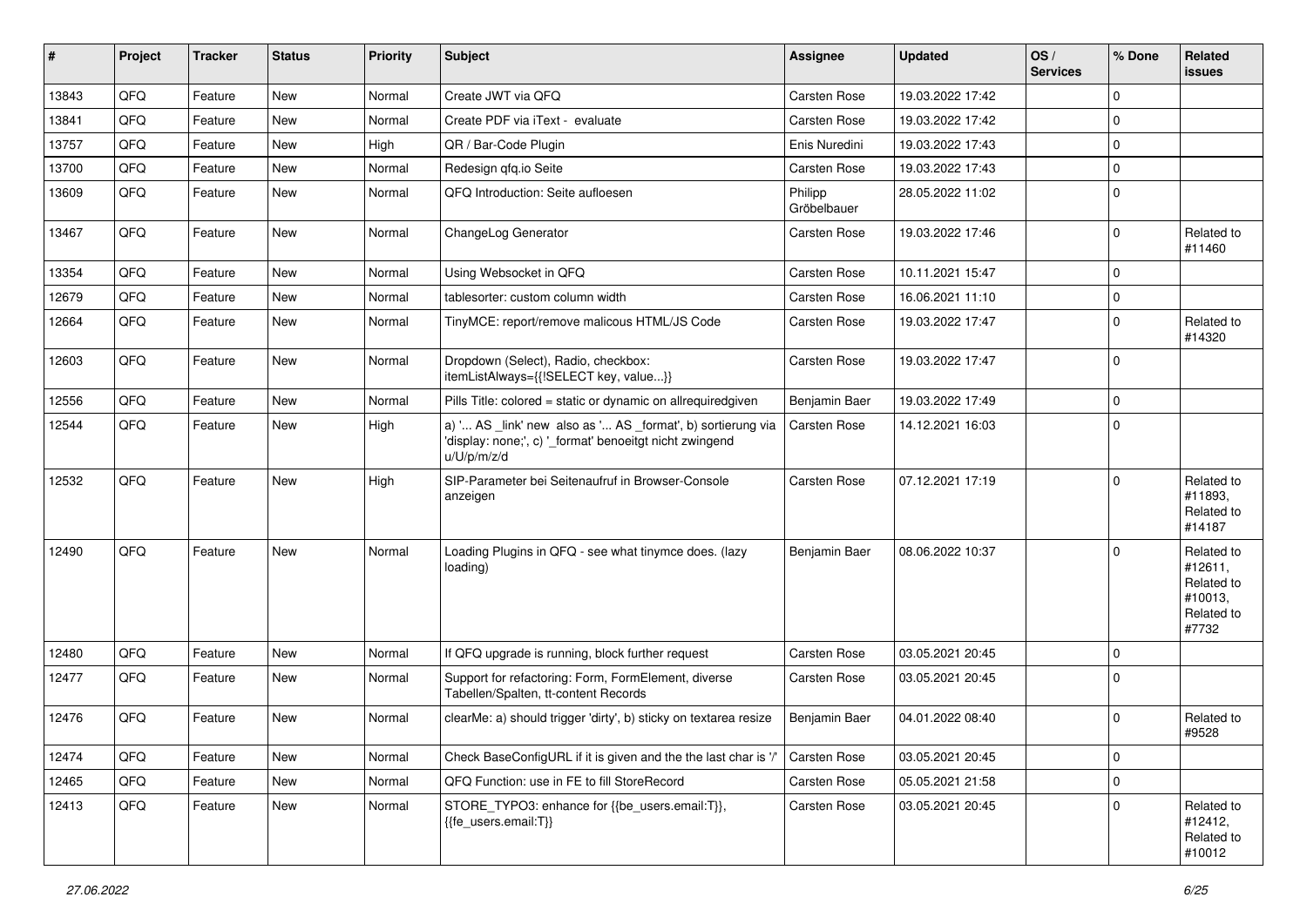| # | Project | Tracker | Status | Priority | Subject | Assignee | Updated | OS / Services | % Done | Related issues |
|---|---|---|---|---|---|---|---|---|---|---|
| 13843 | QFQ | Feature | New | Normal | Create JWT via QFQ | Carsten Rose | 19.03.2022 17:42 | | 0 | |
| 13841 | QFQ | Feature | New | Normal | Create PDF via iText - evaluate | Carsten Rose | 19.03.2022 17:42 | | 0 | |
| 13757 | QFQ | Feature | New | High | QR / Bar-Code Plugin | Enis Nuredini | 19.03.2022 17:43 | | 0 | |
| 13700 | QFQ | Feature | New | Normal | Redesign qfq.io Seite | Carsten Rose | 19.03.2022 17:43 | | 0 | |
| 13609 | QFQ | Feature | New | Normal | QFQ Introduction: Seite aufloesen | Philipp Gröbelbauer | 28.05.2022 11:02 | | 0 | |
| 13467 | QFQ | Feature | New | Normal | ChangeLog Generator | Carsten Rose | 19.03.2022 17:46 | | 0 | Related to #11460 |
| 13354 | QFQ | Feature | New | Normal | Using Websocket in QFQ | Carsten Rose | 10.11.2021 15:47 | | 0 | |
| 12679 | QFQ | Feature | New | Normal | tablesorter: custom column width | Carsten Rose | 16.06.2021 11:10 | | 0 | |
| 12664 | QFQ | Feature | New | Normal | TinyMCE: report/remove malicous HTML/JS Code | Carsten Rose | 19.03.2022 17:47 | | 0 | Related to #14320 |
| 12603 | QFQ | Feature | New | Normal | Dropdown (Select), Radio, checkbox: itemListAlways={{!SELECT key, value...}} | Carsten Rose | 19.03.2022 17:47 | | 0 | |
| 12556 | QFQ | Feature | New | Normal | Pills Title: colored = static or dynamic on allrequiredgiven | Benjamin Baer | 19.03.2022 17:49 | | 0 | |
| 12544 | QFQ | Feature | New | High | a) '... AS _link' new also as '... AS _format', b) sortierung via 'display: none;', c) '_format' benoeitgt nicht zwingend u/U/p/m/z/d | Carsten Rose | 14.12.2021 16:03 | | 0 | |
| 12532 | QFQ | Feature | New | High | SIP-Parameter bei Seitenaufruf in Browser-Console anzeigen | Carsten Rose | 07.12.2021 17:19 | | 0 | Related to #11893, Related to #14187 |
| 12490 | QFQ | Feature | New | Normal | Loading Plugins in QFQ - see what tinymce does. (lazy loading) | Benjamin Baer | 08.06.2022 10:37 | | 0 | Related to #12611, Related to #10013, Related to #7732 |
| 12480 | QFQ | Feature | New | Normal | If QFQ upgrade is running, block further request | Carsten Rose | 03.05.2021 20:45 | | 0 | |
| 12477 | QFQ | Feature | New | Normal | Support for refactoring: Form, FormElement, diverse Tabellen/Spalten, tt-content Records | Carsten Rose | 03.05.2021 20:45 | | 0 | |
| 12476 | QFQ | Feature | New | Normal | clearMe: a) should trigger 'dirty', b) sticky on textarea resize | Benjamin Baer | 04.01.2022 08:40 | | 0 | Related to #9528 |
| 12474 | QFQ | Feature | New | Normal | Check BaseConfigURL if it is given and the the last char is '/' | Carsten Rose | 03.05.2021 20:45 | | 0 | |
| 12465 | QFQ | Feature | New | Normal | QFQ Function: use in FE to fill StoreRecord | Carsten Rose | 05.05.2021 21:58 | | 0 | |
| 12413 | QFQ | Feature | New | Normal | STORE_TYPO3: enhance for {{be_users.email:T}}, {{fe_users.email:T}} | Carsten Rose | 03.05.2021 20:45 | | 0 | Related to #12412, Related to #10012 |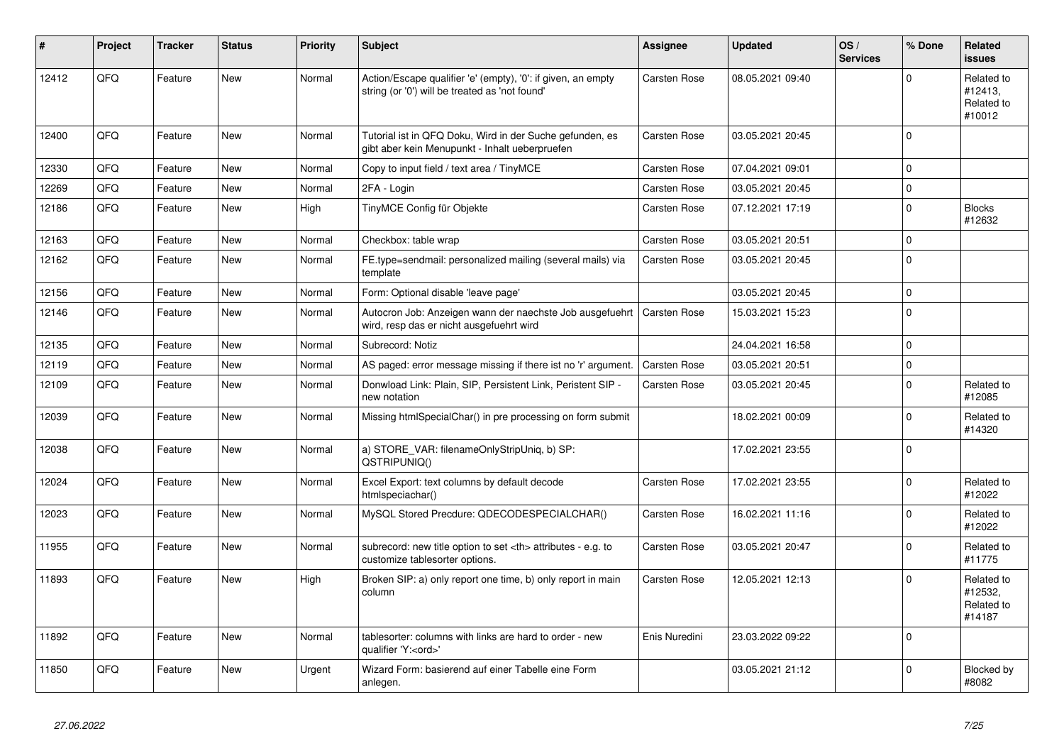| # | Project | Tracker | Status | Priority | Subject | Assignee | Updated | OS / Services | % Done | Related issues |
|---|---|---|---|---|---|---|---|---|---|---|
| 12412 | QFQ | Feature | New | Normal | Action/Escape qualifier 'e' (empty), '0': if given, an empty string (or '0') will be treated as 'not found' | Carsten Rose | 08.05.2021 09:40 | | 0 | Related to #12413, Related to #10012 |
| 12400 | QFQ | Feature | New | Normal | Tutorial ist in QFQ Doku, Wird in der Suche gefunden, es gibt aber kein Menupunkt - Inhalt ueberpruefen | Carsten Rose | 03.05.2021 20:45 | | 0 | |
| 12330 | QFQ | Feature | New | Normal | Copy to input field / text area / TinyMCE | Carsten Rose | 07.04.2021 09:01 | | 0 | |
| 12269 | QFQ | Feature | New | Normal | 2FA - Login | Carsten Rose | 03.05.2021 20:45 | | 0 | |
| 12186 | QFQ | Feature | New | High | TinyMCE Config für Objekte | Carsten Rose | 07.12.2021 17:19 | | 0 | Blocks #12632 |
| 12163 | QFQ | Feature | New | Normal | Checkbox: table wrap | Carsten Rose | 03.05.2021 20:51 | | 0 | |
| 12162 | QFQ | Feature | New | Normal | FE.type=sendmail: personalized mailing (several mails) via template | Carsten Rose | 03.05.2021 20:45 | | 0 | |
| 12156 | QFQ | Feature | New | Normal | Form: Optional disable 'leave page' | | 03.05.2021 20:45 | | 0 | |
| 12146 | QFQ | Feature | New | Normal | Autocron Job: Anzeigen wann der naechste Job ausgefuehrt wird, resp das er nicht ausgefuehrt wird | Carsten Rose | 15.03.2021 15:23 | | 0 | |
| 12135 | QFQ | Feature | New | Normal | Subrecord: Notiz | | 24.04.2021 16:58 | | 0 | |
| 12119 | QFQ | Feature | New | Normal | AS paged: error message missing if there ist no 'r' argument. | Carsten Rose | 03.05.2021 20:51 | | 0 | |
| 12109 | QFQ | Feature | New | Normal | Donwload Link: Plain, SIP, Persistent Link, Peristent SIP - new notation | Carsten Rose | 03.05.2021 20:45 | | 0 | Related to #12085 |
| 12039 | QFQ | Feature | New | Normal | Missing htmlSpecialChar() in pre processing on form submit | | 18.02.2021 00:09 | | 0 | Related to #14320 |
| 12038 | QFQ | Feature | New | Normal | a) STORE_VAR: filenameOnlyStripUniq, b) SP: QSTRIPUNIQ() | | 17.02.2021 23:55 | | 0 | |
| 12024 | QFQ | Feature | New | Normal | Excel Export: text columns by default decode htmlspeciachar() | Carsten Rose | 17.02.2021 23:55 | | 0 | Related to #12022 |
| 12023 | QFQ | Feature | New | Normal | MySQL Stored Precdure: QDECODESPECIALCHAR() | Carsten Rose | 16.02.2021 11:16 | | 0 | Related to #12022 |
| 11955 | QFQ | Feature | New | Normal | subrecord: new title option to set <th> attributes - e.g. to customize tablesorter options. | Carsten Rose | 03.05.2021 20:47 | | 0 | Related to #11775 |
| 11893 | QFQ | Feature | New | High | Broken SIP: a) only report one time, b) only report in main column | Carsten Rose | 12.05.2021 12:13 | | 0 | Related to #12532, Related to #14187 |
| 11892 | QFQ | Feature | New | Normal | tablesorter: columns with links are hard to order - new qualifier 'Y:<ord>' | Enis Nuredini | 23.03.2022 09:22 | | 0 | |
| 11850 | QFQ | Feature | New | Urgent | Wizard Form: basierend auf einer Tabelle eine Form anlegen. | | 03.05.2021 21:12 | | 0 | Blocked by #8082 |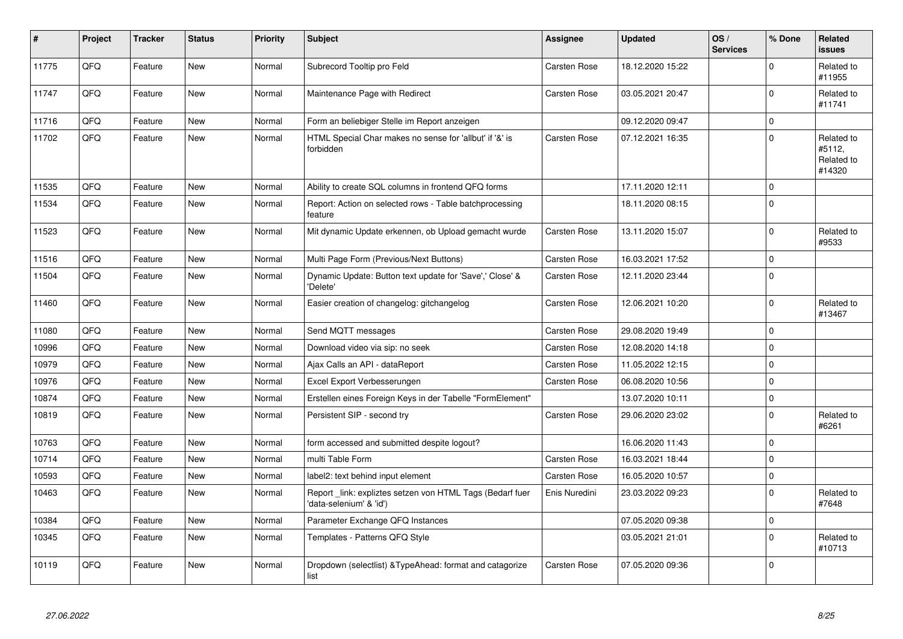| # | Project | Tracker | Status | Priority | Subject | Assignee | Updated | OS / Services | % Done | Related issues |
|---|---|---|---|---|---|---|---|---|---|---|
| 11775 | QFQ | Feature | New | Normal | Subrecord Tooltip pro Feld | Carsten Rose | 18.12.2020 15:22 | | 0 | Related to #11955 |
| 11747 | QFQ | Feature | New | Normal | Maintenance Page with Redirect | Carsten Rose | 03.05.2021 20:47 | | 0 | Related to #11741 |
| 11716 | QFQ | Feature | New | Normal | Form an beliebiger Stelle im Report anzeigen | | 09.12.2020 09:47 | | 0 | |
| 11702 | QFQ | Feature | New | Normal | HTML Special Char makes no sense for 'allbut' if '&' is forbidden | Carsten Rose | 07.12.2021 16:35 | | 0 | Related to #5112, Related to #14320 |
| 11535 | QFQ | Feature | New | Normal | Ability to create SQL columns in frontend QFQ forms | | 17.11.2020 12:11 | | 0 | |
| 11534 | QFQ | Feature | New | Normal | Report: Action on selected rows - Table batchprocessing feature | | 18.11.2020 08:15 | | 0 | |
| 11523 | QFQ | Feature | New | Normal | Mit dynamic Update erkennen, ob Upload gemacht wurde | Carsten Rose | 13.11.2020 15:07 | | 0 | Related to #9533 |
| 11516 | QFQ | Feature | New | Normal | Multi Page Form (Previous/Next Buttons) | Carsten Rose | 16.03.2021 17:52 | | 0 | |
| 11504 | QFQ | Feature | New | Normal | Dynamic Update: Button text update for 'Save',' Close' & 'Delete' | Carsten Rose | 12.11.2020 23:44 | | 0 | |
| 11460 | QFQ | Feature | New | Normal | Easier creation of changelog: gitchangelog | Carsten Rose | 12.06.2021 10:20 | | 0 | Related to #13467 |
| 11080 | QFQ | Feature | New | Normal | Send MQTT messages | Carsten Rose | 29.08.2020 19:49 | | 0 | |
| 10996 | QFQ | Feature | New | Normal | Download video via sip: no seek | Carsten Rose | 12.08.2020 14:18 | | 0 | |
| 10979 | QFQ | Feature | New | Normal | Ajax Calls an API - dataReport | Carsten Rose | 11.05.2022 12:15 | | 0 | |
| 10976 | QFQ | Feature | New | Normal | Excel Export Verbesserungen | Carsten Rose | 06.08.2020 10:56 | | 0 | |
| 10874 | QFQ | Feature | New | Normal | Erstellen eines Foreign Keys in der Tabelle "FormElement" | | 13.07.2020 10:11 | | 0 | |
| 10819 | QFQ | Feature | New | Normal | Persistent SIP - second try | Carsten Rose | 29.06.2020 23:02 | | 0 | Related to #6261 |
| 10763 | QFQ | Feature | New | Normal | form accessed and submitted despite logout? | | 16.06.2020 11:43 | | 0 | |
| 10714 | QFQ | Feature | New | Normal | multi Table Form | Carsten Rose | 16.03.2021 18:44 | | 0 | |
| 10593 | QFQ | Feature | New | Normal | label2: text behind input element | Carsten Rose | 16.05.2020 10:57 | | 0 | |
| 10463 | QFQ | Feature | New | Normal | Report _link: expliztes setzen von HTML Tags (Bedarf fuer 'data-selenium' & 'id') | Enis Nuredini | 23.03.2022 09:23 | | 0 | Related to #7648 |
| 10384 | QFQ | Feature | New | Normal | Parameter Exchange QFQ Instances | | 07.05.2020 09:38 | | 0 | |
| 10345 | QFQ | Feature | New | Normal | Templates - Patterns QFQ Style | | 03.05.2021 21:01 | | 0 | Related to #10713 |
| 10119 | QFQ | Feature | New | Normal | Dropdown (selectlist) &TypeAhead: format and catagorize list | Carsten Rose | 07.05.2020 09:36 | | 0 | |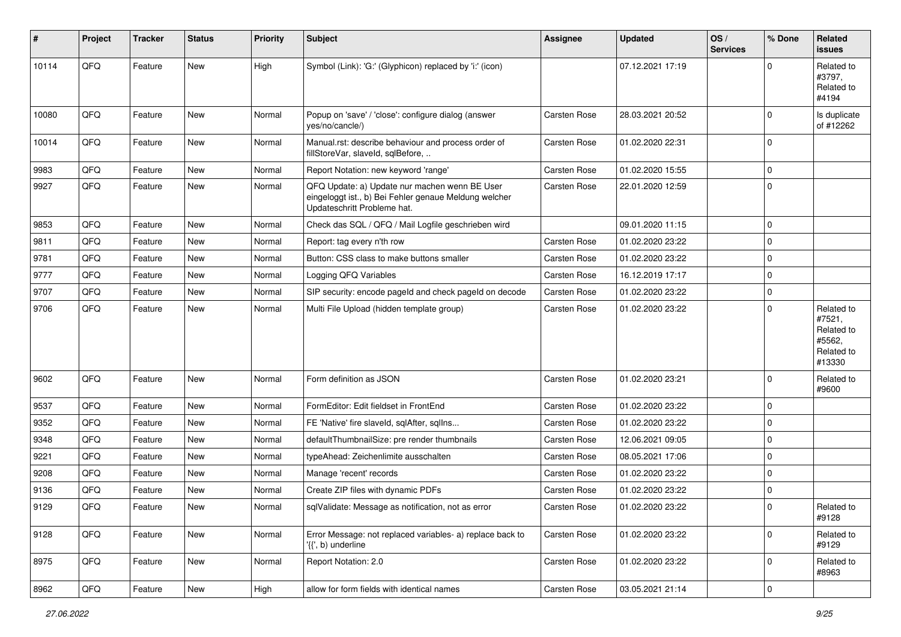| # | Project | Tracker | Status | Priority | Subject | Assignee | Updated | OS / Services | % Done | Related issues |
|---|---|---|---|---|---|---|---|---|---|---|
| 10114 | QFQ | Feature | New | High | Symbol (Link): 'G:' (Glyphicon) replaced by 'i:' (icon) | | 07.12.2021 17:19 | | 0 | Related to #3797, Related to #4194 |
| 10080 | QFQ | Feature | New | Normal | Popup on 'save' / 'close': configure dialog (answer yes/no/cancle/) | Carsten Rose | 28.03.2021 20:52 | | 0 | Is duplicate of #12262 |
| 10014 | QFQ | Feature | New | Normal | Manual.rst: describe behaviour and process order of fillStoreVar, slaveId, sqlBefore, .. | Carsten Rose | 01.02.2020 22:31 | | 0 | |
| 9983 | QFQ | Feature | New | Normal | Report Notation: new keyword 'range' | Carsten Rose | 01.02.2020 15:55 | | 0 | |
| 9927 | QFQ | Feature | New | Normal | QFQ Update: a) Update nur machen wenn BE User eingeloggt ist., b) Bei Fehler genaue Meldung welcher Updateschritt Probleme hat. | Carsten Rose | 22.01.2020 12:59 | | 0 | |
| 9853 | QFQ | Feature | New | Normal | Check das SQL / QFQ / Mail Logfile geschrieben wird | | 09.01.2020 11:15 | | 0 | |
| 9811 | QFQ | Feature | New | Normal | Report: tag every n'th row | Carsten Rose | 01.02.2020 23:22 | | 0 | |
| 9781 | QFQ | Feature | New | Normal | Button: CSS class to make buttons smaller | Carsten Rose | 01.02.2020 23:22 | | 0 | |
| 9777 | QFQ | Feature | New | Normal | Logging QFQ Variables | Carsten Rose | 16.12.2019 17:17 | | 0 | |
| 9707 | QFQ | Feature | New | Normal | SIP security: encode pageId and check pageId on decode | Carsten Rose | 01.02.2020 23:22 | | 0 | |
| 9706 | QFQ | Feature | New | Normal | Multi File Upload (hidden template group) | Carsten Rose | 01.02.2020 23:22 | | 0 | Related to #7521, Related to #5562, Related to #13330 |
| 9602 | QFQ | Feature | New | Normal | Form definition as JSON | Carsten Rose | 01.02.2020 23:21 | | 0 | Related to #9600 |
| 9537 | QFQ | Feature | New | Normal | FormEditor: Edit fieldset in FrontEnd | Carsten Rose | 01.02.2020 23:22 | | 0 | |
| 9352 | QFQ | Feature | New | Normal | FE 'Native' fire slaveId, sqlAfter, sqlIns... | Carsten Rose | 01.02.2020 23:22 | | 0 | |
| 9348 | QFQ | Feature | New | Normal | defaultThumbnailSize: pre render thumbnails | Carsten Rose | 12.06.2021 09:05 | | 0 | |
| 9221 | QFQ | Feature | New | Normal | typeAhead: Zeichenlimite ausschalten | Carsten Rose | 08.05.2021 17:06 | | 0 | |
| 9208 | QFQ | Feature | New | Normal | Manage 'recent' records | Carsten Rose | 01.02.2020 23:22 | | 0 | |
| 9136 | QFQ | Feature | New | Normal | Create ZIP files with dynamic PDFs | Carsten Rose | 01.02.2020 23:22 | | 0 | |
| 9129 | QFQ | Feature | New | Normal | sqlValidate: Message as notification, not as error | Carsten Rose | 01.02.2020 23:22 | | 0 | Related to #9128 |
| 9128 | QFQ | Feature | New | Normal | Error Message: not replaced variables- a) replace back to '{{', b) underline | Carsten Rose | 01.02.2020 23:22 | | 0 | Related to #9129 |
| 8975 | QFQ | Feature | New | Normal | Report Notation: 2.0 | Carsten Rose | 01.02.2020 23:22 | | 0 | Related to #8963 |
| 8962 | QFQ | Feature | New | High | allow for form fields with identical names | Carsten Rose | 03.05.2021 21:14 | | 0 | |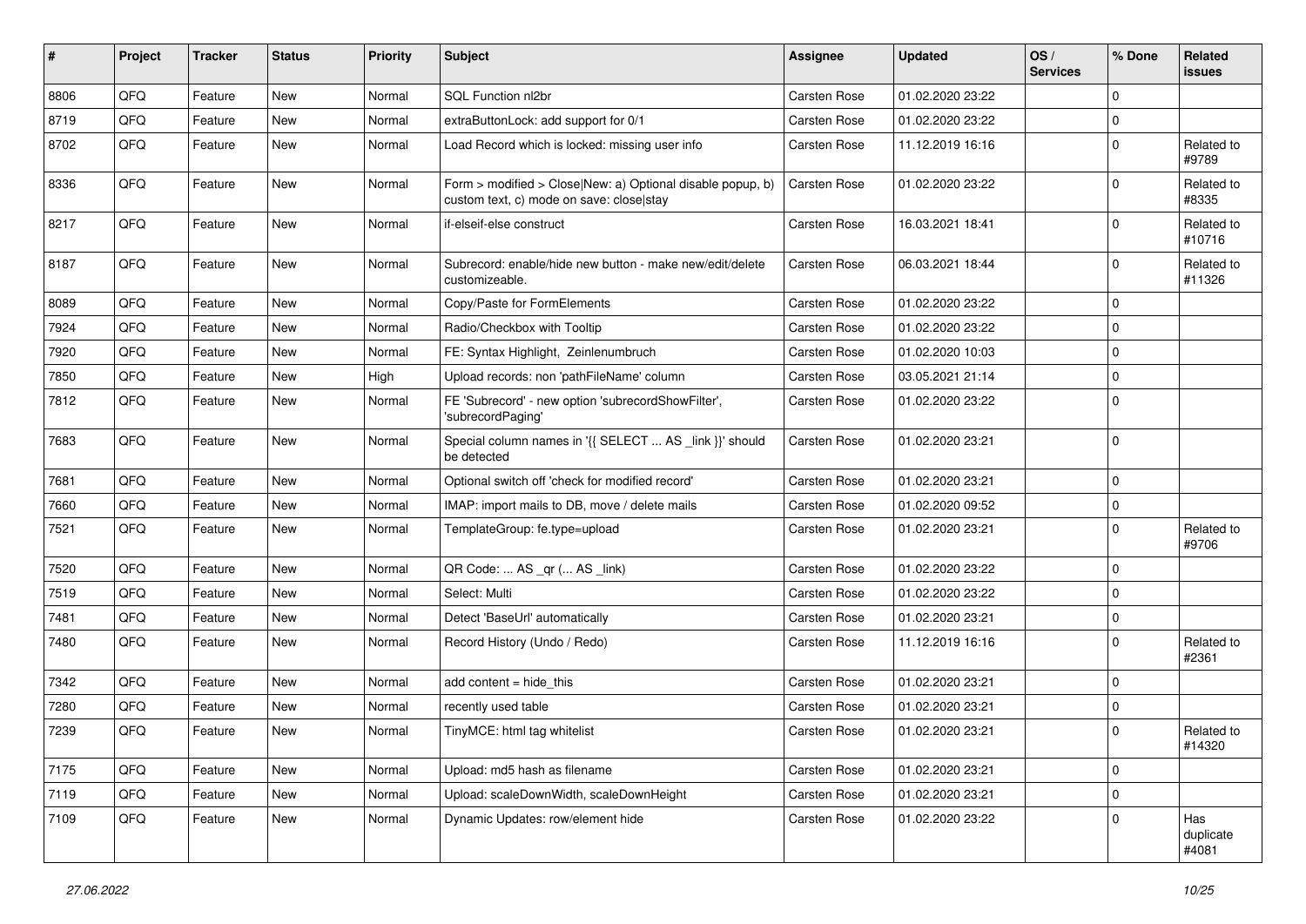| # | Project | Tracker | Status | Priority | Subject | Assignee | Updated | OS / Services | % Done | Related issues |
|---|---|---|---|---|---|---|---|---|---|---|
| 8806 | QFQ | Feature | New | Normal | SQL Function nl2br | Carsten Rose | 01.02.2020 23:22 | | 0 | |
| 8719 | QFQ | Feature | New | Normal | extraButtonLock: add support for 0/1 | Carsten Rose | 01.02.2020 23:22 | | 0 | |
| 8702 | QFQ | Feature | New | Normal | Load Record which is locked: missing user info | Carsten Rose | 11.12.2019 16:16 | | 0 | Related to #9789 |
| 8336 | QFQ | Feature | New | Normal | Form > modified > Close\|New: a) Optional disable popup, b) custom text, c) mode on save: close\|stay | Carsten Rose | 01.02.2020 23:22 | | 0 | Related to #8335 |
| 8217 | QFQ | Feature | New | Normal | if-elseif-else construct | Carsten Rose | 16.03.2021 18:41 | | 0 | Related to #10716 |
| 8187 | QFQ | Feature | New | Normal | Subrecord: enable/hide new button - make new/edit/delete customizeable. | Carsten Rose | 06.03.2021 18:44 | | 0 | Related to #11326 |
| 8089 | QFQ | Feature | New | Normal | Copy/Paste for FormElements | Carsten Rose | 01.02.2020 23:22 | | 0 | |
| 7924 | QFQ | Feature | New | Normal | Radio/Checkbox with Tooltip | Carsten Rose | 01.02.2020 23:22 | | 0 | |
| 7920 | QFQ | Feature | New | Normal | FE: Syntax Highlight, Zeinlenumbruch | Carsten Rose | 01.02.2020 10:03 | | 0 | |
| 7850 | QFQ | Feature | New | High | Upload records: non 'pathFileName' column | Carsten Rose | 03.05.2021 21:14 | | 0 | |
| 7812 | QFQ | Feature | New | Normal | FE 'Subrecord' - new option 'subrecordShowFilter', 'subrecordPaging' | Carsten Rose | 01.02.2020 23:22 | | 0 | |
| 7683 | QFQ | Feature | New | Normal | Special column names in '{{ SELECT ... AS _link }}' should be detected | Carsten Rose | 01.02.2020 23:21 | | 0 | |
| 7681 | QFQ | Feature | New | Normal | Optional switch off 'check for modified record' | Carsten Rose | 01.02.2020 23:21 | | 0 | |
| 7660 | QFQ | Feature | New | Normal | IMAP: import mails to DB, move / delete mails | Carsten Rose | 01.02.2020 09:52 | | 0 | |
| 7521 | QFQ | Feature | New | Normal | TemplateGroup: fe.type=upload | Carsten Rose | 01.02.2020 23:21 | | 0 | Related to #9706 |
| 7520 | QFQ | Feature | New | Normal | QR Code: ... AS _qr (... AS _link) | Carsten Rose | 01.02.2020 23:22 | | 0 | |
| 7519 | QFQ | Feature | New | Normal | Select: Multi | Carsten Rose | 01.02.2020 23:22 | | 0 | |
| 7481 | QFQ | Feature | New | Normal | Detect 'BaseUrl' automatically | Carsten Rose | 01.02.2020 23:21 | | 0 | |
| 7480 | QFQ | Feature | New | Normal | Record History (Undo / Redo) | Carsten Rose | 11.12.2019 16:16 | | 0 | Related to #2361 |
| 7342 | QFQ | Feature | New | Normal | add content = hide_this | Carsten Rose | 01.02.2020 23:21 | | 0 | |
| 7280 | QFQ | Feature | New | Normal | recently used table | Carsten Rose | 01.02.2020 23:21 | | 0 | |
| 7239 | QFQ | Feature | New | Normal | TinyMCE: html tag whitelist | Carsten Rose | 01.02.2020 23:21 | | 0 | Related to #14320 |
| 7175 | QFQ | Feature | New | Normal | Upload: md5 hash as filename | Carsten Rose | 01.02.2020 23:21 | | 0 | |
| 7119 | QFQ | Feature | New | Normal | Upload: scaleDownWidth, scaleDownHeight | Carsten Rose | 01.02.2020 23:21 | | 0 | |
| 7109 | QFQ | Feature | New | Normal | Dynamic Updates: row/element hide | Carsten Rose | 01.02.2020 23:22 | | 0 | Has duplicate #4081 |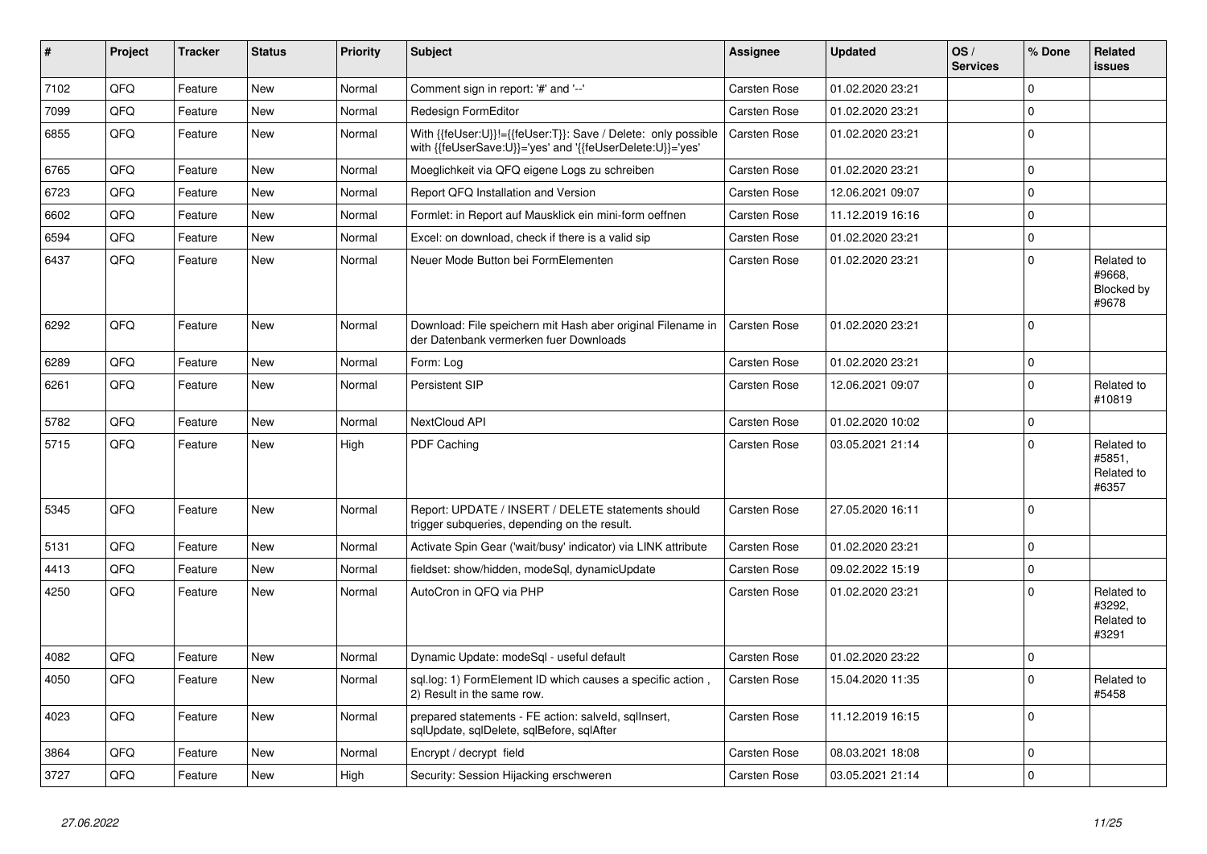| # | Project | Tracker | Status | Priority | Subject | Assignee | Updated | OS / Services | % Done | Related issues |
|---|---|---|---|---|---|---|---|---|---|---|
| 7102 | QFQ | Feature | New | Normal | Comment sign in report: '#' and '--' | Carsten Rose | 01.02.2020 23:21 | | 0 | |
| 7099 | QFQ | Feature | New | Normal | Redesign FormEditor | Carsten Rose | 01.02.2020 23:21 | | 0 | |
| 6855 | QFQ | Feature | New | Normal | With {{feUser:U}}!={{feUser:T}}: Save / Delete: only possible with {{feUserSave:U}}='yes' and '{{feUserDelete:U}}='yes' | Carsten Rose | 01.02.2020 23:21 | | 0 | |
| 6765 | QFQ | Feature | New | Normal | Moeglichkeit via QFQ eigene Logs zu schreiben | Carsten Rose | 01.02.2020 23:21 | | 0 | |
| 6723 | QFQ | Feature | New | Normal | Report QFQ Installation and Version | Carsten Rose | 12.06.2021 09:07 | | 0 | |
| 6602 | QFQ | Feature | New | Normal | Formlet: in Report auf Mausklick ein mini-form oeffnen | Carsten Rose | 11.12.2019 16:16 | | 0 | |
| 6594 | QFQ | Feature | New | Normal | Excel: on download, check if there is a valid sip | Carsten Rose | 01.02.2020 23:21 | | 0 | |
| 6437 | QFQ | Feature | New | Normal | Neuer Mode Button bei FormElementen | Carsten Rose | 01.02.2020 23:21 | | 0 | Related to #9668, Blocked by #9678 |
| 6292 | QFQ | Feature | New | Normal | Download: File speichern mit Hash aber original Filename in der Datenbank vermerken fuer Downloads | Carsten Rose | 01.02.2020 23:21 | | 0 | |
| 6289 | QFQ | Feature | New | Normal | Form: Log | Carsten Rose | 01.02.2020 23:21 | | 0 | |
| 6261 | QFQ | Feature | New | Normal | Persistent SIP | Carsten Rose | 12.06.2021 09:07 | | 0 | Related to #10819 |
| 5782 | QFQ | Feature | New | Normal | NextCloud API | Carsten Rose | 01.02.2020 10:02 | | 0 | |
| 5715 | QFQ | Feature | New | High | PDF Caching | Carsten Rose | 03.05.2021 21:14 | | 0 | Related to #5851, Related to #6357 |
| 5345 | QFQ | Feature | New | Normal | Report: UPDATE / INSERT / DELETE statements should trigger subqueries, depending on the result. | Carsten Rose | 27.05.2020 16:11 | | 0 | |
| 5131 | QFQ | Feature | New | Normal | Activate Spin Gear ('wait/busy' indicator) via LINK attribute | Carsten Rose | 01.02.2020 23:21 | | 0 | |
| 4413 | QFQ | Feature | New | Normal | fieldset: show/hidden, modeSql, dynamicUpdate | Carsten Rose | 09.02.2022 15:19 | | 0 | |
| 4250 | QFQ | Feature | New | Normal | AutoCron in QFQ via PHP | Carsten Rose | 01.02.2020 23:21 | | 0 | Related to #3292, Related to #3291 |
| 4082 | QFQ | Feature | New | Normal | Dynamic Update: modeSql - useful default | Carsten Rose | 01.02.2020 23:22 | | 0 | |
| 4050 | QFQ | Feature | New | Normal | sql.log: 1) FormElement ID which causes a specific action , 2) Result in the same row. | Carsten Rose | 15.04.2020 11:35 | | 0 | Related to #5458 |
| 4023 | QFQ | Feature | New | Normal | prepared statements - FE action: salveld, sqlInsert, sqlUpdate, sqlDelete, sqlBefore, sqlAfter | Carsten Rose | 11.12.2019 16:15 | | 0 | |
| 3864 | QFQ | Feature | New | Normal | Encrypt / decrypt field | Carsten Rose | 08.03.2021 18:08 | | 0 | |
| 3727 | QFQ | Feature | New | High | Security: Session Hijacking erschweren | Carsten Rose | 03.05.2021 21:14 | | 0 | |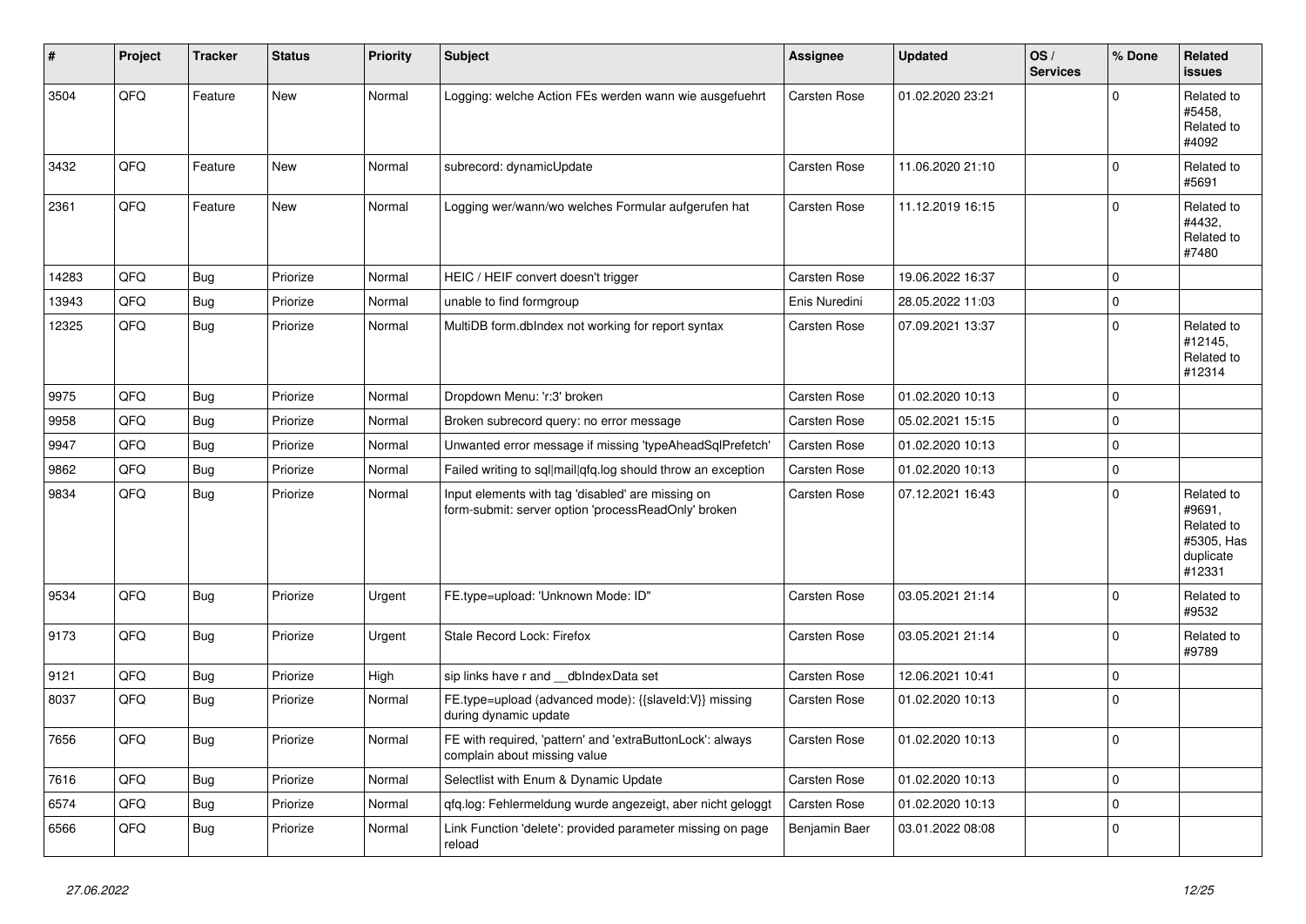| # | Project | Tracker | Status | Priority | Subject | Assignee | Updated | OS / Services | % Done | Related issues |
|---|---|---|---|---|---|---|---|---|---|---|
| 3504 | QFQ | Feature | New | Normal | Logging: welche Action FEs werden wann wie ausgefuehrt | Carsten Rose | 01.02.2020 23:21 | | 0 | Related to #5458, Related to #4092 |
| 3432 | QFQ | Feature | New | Normal | subrecord: dynamicUpdate | Carsten Rose | 11.06.2020 21:10 | | 0 | Related to #5691 |
| 2361 | QFQ | Feature | New | Normal | Logging wer/wann/wo welches Formular aufgerufen hat | Carsten Rose | 11.12.2019 16:15 | | 0 | Related to #4432, Related to #7480 |
| 14283 | QFQ | Bug | Priorize | Normal | HEIC / HEIF convert doesn't trigger | Carsten Rose | 19.06.2022 16:37 | | 0 | |
| 13943 | QFQ | Bug | Priorize | Normal | unable to find formgroup | Enis Nuredini | 28.05.2022 11:03 | | 0 | |
| 12325 | QFQ | Bug | Priorize | Normal | MultiDB form.dbIndex not working for report syntax | Carsten Rose | 07.09.2021 13:37 | | 0 | Related to #12145, Related to #12314 |
| 9975 | QFQ | Bug | Priorize | Normal | Dropdown Menu: 'r:3' broken | Carsten Rose | 01.02.2020 10:13 | | 0 | |
| 9958 | QFQ | Bug | Priorize | Normal | Broken subrecord query: no error message | Carsten Rose | 05.02.2021 15:15 | | 0 | |
| 9947 | QFQ | Bug | Priorize | Normal | Unwanted error message if missing 'typeAheadSqlPrefetch' | Carsten Rose | 01.02.2020 10:13 | | 0 | |
| 9862 | QFQ | Bug | Priorize | Normal | Failed writing to sql\|mail\|qfq.log should throw an exception | Carsten Rose | 01.02.2020 10:13 | | 0 | |
| 9834 | QFQ | Bug | Priorize | Normal | Input elements with tag 'disabled' are missing on form-submit: server option 'processReadOnly' broken | Carsten Rose | 07.12.2021 16:43 | | 0 | Related to #9691, Related to #5305, Has duplicate #12331 |
| 9534 | QFQ | Bug | Priorize | Urgent | FE.type=upload: 'Unknown Mode: ID" | Carsten Rose | 03.05.2021 21:14 | | 0 | Related to #9532 |
| 9173 | QFQ | Bug | Priorize | Urgent | Stale Record Lock: Firefox | Carsten Rose | 03.05.2021 21:14 | | 0 | Related to #9789 |
| 9121 | QFQ | Bug | Priorize | High | sip links have r and __dbIndexData set | Carsten Rose | 12.06.2021 10:41 | | 0 | |
| 8037 | QFQ | Bug | Priorize | Normal | FE.type=upload (advanced mode): {{slaveId:V}} missing during dynamic update | Carsten Rose | 01.02.2020 10:13 | | 0 | |
| 7656 | QFQ | Bug | Priorize | Normal | FE with required, 'pattern' and 'extraButtonLock': always complain about missing value | Carsten Rose | 01.02.2020 10:13 | | 0 | |
| 7616 | QFQ | Bug | Priorize | Normal | Selectlist with Enum & Dynamic Update | Carsten Rose | 01.02.2020 10:13 | | 0 | |
| 6574 | QFQ | Bug | Priorize | Normal | qfq.log: Fehlermeldung wurde angezeigt, aber nicht geloggt | Carsten Rose | 01.02.2020 10:13 | | 0 | |
| 6566 | QFQ | Bug | Priorize | Normal | Link Function 'delete': provided parameter missing on page reload | Benjamin Baer | 03.01.2022 08:08 | | 0 | |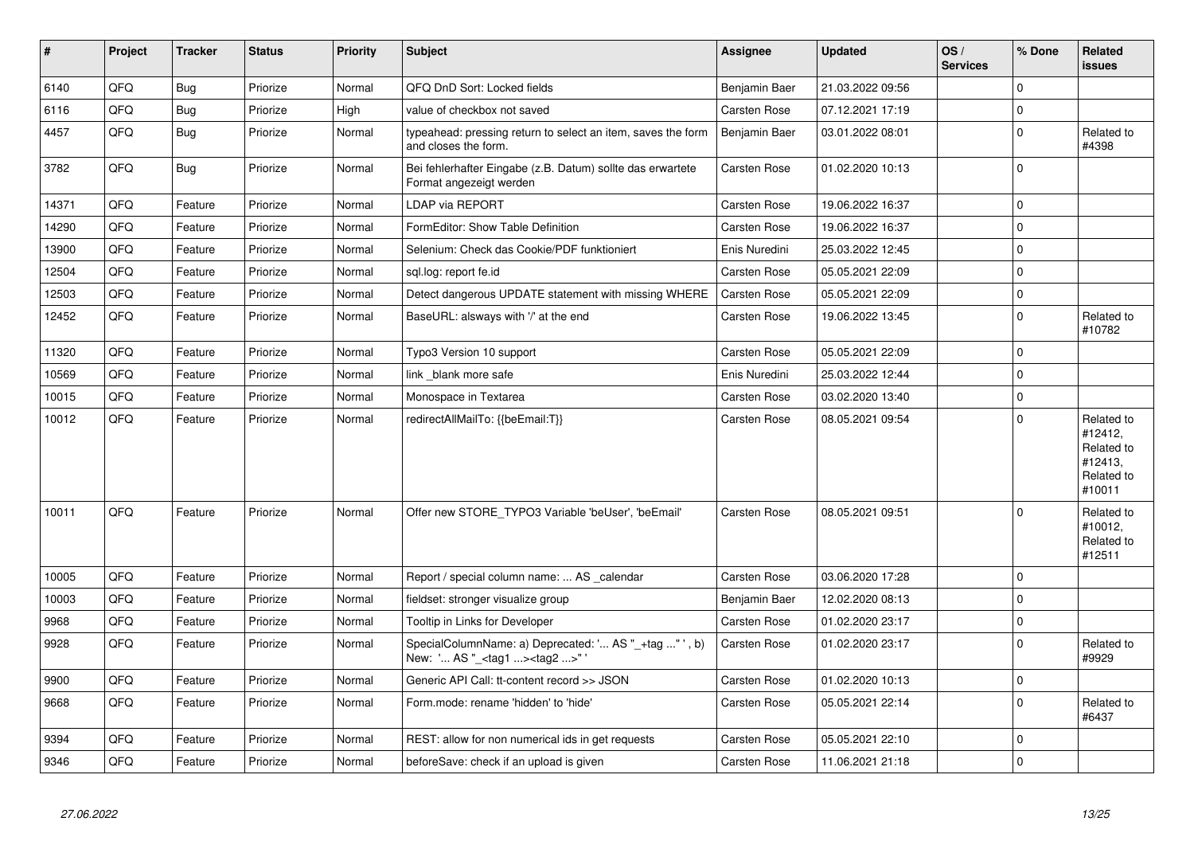| # | Project | Tracker | Status | Priority | Subject | Assignee | Updated | OS / Services | % Done | Related issues |
|---|---|---|---|---|---|---|---|---|---|---|
| 6140 | QFQ | Bug | Priorize | Normal | QFQ DnD Sort: Locked fields | Benjamin Baer | 21.03.2022 09:56 | | 0 | |
| 6116 | QFQ | Bug | Priorize | High | value of checkbox not saved | Carsten Rose | 07.12.2021 17:19 | | 0 | |
| 4457 | QFQ | Bug | Priorize | Normal | typeahead: pressing return to select an item, saves the form and closes the form. | Benjamin Baer | 03.01.2022 08:01 | | 0 | Related to #4398 |
| 3782 | QFQ | Bug | Priorize | Normal | Bei fehlerhafter Eingabe (z.B. Datum) sollte das erwartete Format angezeigt werden | Carsten Rose | 01.02.2020 10:13 | | 0 | |
| 14371 | QFQ | Feature | Priorize | Normal | LDAP via REPORT | Carsten Rose | 19.06.2022 16:37 | | 0 | |
| 14290 | QFQ | Feature | Priorize | Normal | FormEditor: Show Table Definition | Carsten Rose | 19.06.2022 16:37 | | 0 | |
| 13900 | QFQ | Feature | Priorize | Normal | Selenium: Check das Cookie/PDF funktioniert | Enis Nuredini | 25.03.2022 12:45 | | 0 | |
| 12504 | QFQ | Feature | Priorize | Normal | sql.log: report fe.id | Carsten Rose | 05.05.2021 22:09 | | 0 | |
| 12503 | QFQ | Feature | Priorize | Normal | Detect dangerous UPDATE statement with missing WHERE | Carsten Rose | 05.05.2021 22:09 | | 0 | |
| 12452 | QFQ | Feature | Priorize | Normal | BaseURL: alsways with '/' at the end | Carsten Rose | 19.06.2022 13:45 | | 0 | Related to #10782 |
| 11320 | QFQ | Feature | Priorize | Normal | Typo3 Version 10 support | Carsten Rose | 05.05.2021 22:09 | | 0 | |
| 10569 | QFQ | Feature | Priorize | Normal | link _blank more safe | Enis Nuredini | 25.03.2022 12:44 | | 0 | |
| 10015 | QFQ | Feature | Priorize | Normal | Monospace in Textarea | Carsten Rose | 03.02.2020 13:40 | | 0 | |
| 10012 | QFQ | Feature | Priorize | Normal | redirectAllMailTo: {{beEmail:T}} | Carsten Rose | 08.05.2021 09:54 | | 0 | Related to #12412, Related to #12413, Related to #10011 |
| 10011 | QFQ | Feature | Priorize | Normal | Offer new STORE_TYPO3 Variable 'beUser', 'beEmail' | Carsten Rose | 08.05.2021 09:51 | | 0 | Related to #10012, Related to #12511 |
| 10005 | QFQ | Feature | Priorize | Normal | Report / special column name: ... AS _calendar | Carsten Rose | 03.06.2020 17:28 | | 0 | |
| 10003 | QFQ | Feature | Priorize | Normal | fieldset: stronger visualize group | Benjamin Baer | 12.02.2020 08:13 | | 0 | |
| 9968 | QFQ | Feature | Priorize | Normal | Tooltip in Links for Developer | Carsten Rose | 01.02.2020 23:17 | | 0 | |
| 9928 | QFQ | Feature | Priorize | Normal | SpecialColumnName: a) Deprecated: '... AS "_+tag ..." ', b) New: '... AS "_<tag1 ...><tag2 ...>" ' | Carsten Rose | 01.02.2020 23:17 | | 0 | Related to #9929 |
| 9900 | QFQ | Feature | Priorize | Normal | Generic API Call: tt-content record >> JSON | Carsten Rose | 01.02.2020 10:13 | | 0 | |
| 9668 | QFQ | Feature | Priorize | Normal | Form.mode: rename 'hidden' to 'hide' | Carsten Rose | 05.05.2021 22:14 | | 0 | Related to #6437 |
| 9394 | QFQ | Feature | Priorize | Normal | REST: allow for non numerical ids in get requests | Carsten Rose | 05.05.2021 22:10 | | 0 | |
| 9346 | QFQ | Feature | Priorize | Normal | beforeSave: check if an upload is given | Carsten Rose | 11.06.2021 21:18 | | 0 | |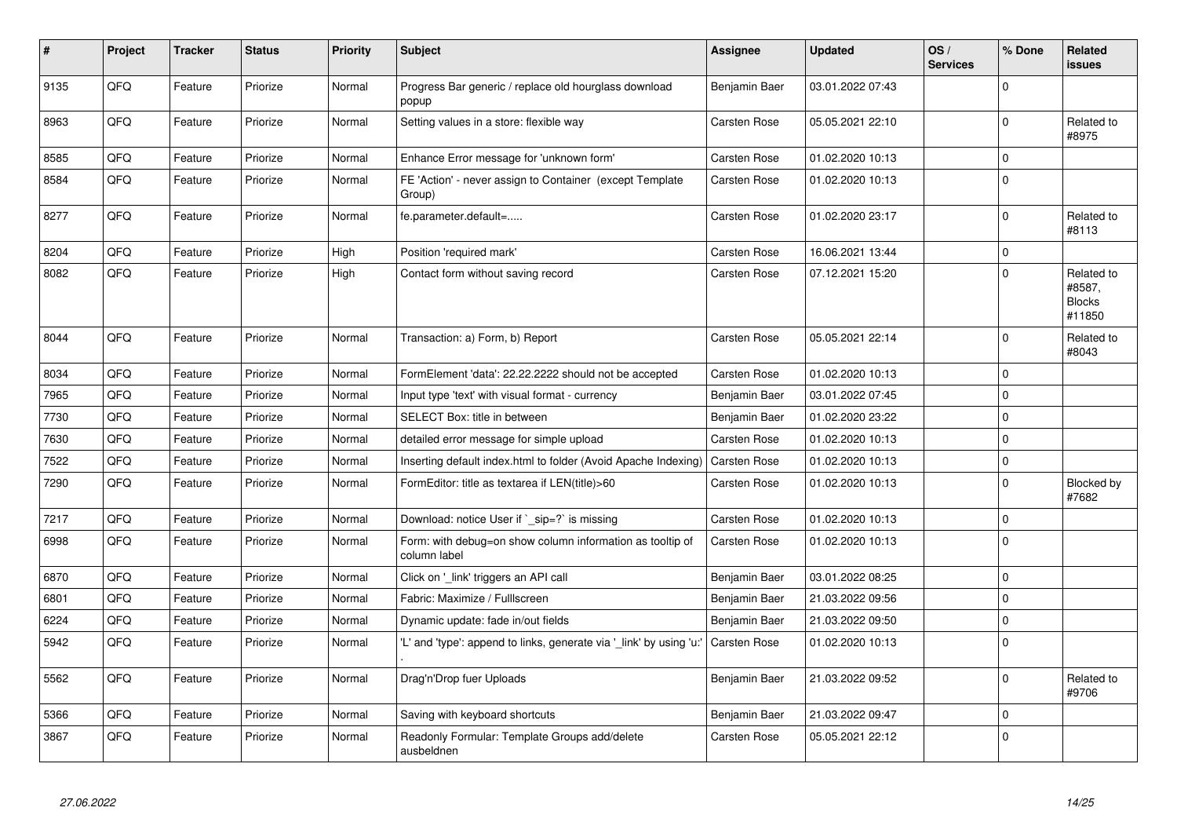| # | Project | Tracker | Status | Priority | Subject | Assignee | Updated | OS / Services | % Done | Related issues |
|---|---|---|---|---|---|---|---|---|---|---|
| 9135 | QFQ | Feature | Priorize | Normal | Progress Bar generic / replace old hourglass download popup | Benjamin Baer | 03.01.2022 07:43 | | 0 | |
| 8963 | QFQ | Feature | Priorize | Normal | Setting values in a store: flexible way | Carsten Rose | 05.05.2021 22:10 | | 0 | Related to #8975 |
| 8585 | QFQ | Feature | Priorize | Normal | Enhance Error message for 'unknown form' | Carsten Rose | 01.02.2020 10:13 | | 0 | |
| 8584 | QFQ | Feature | Priorize | Normal | FE 'Action' - never assign to Container (except Template Group) | Carsten Rose | 01.02.2020 10:13 | | 0 | |
| 8277 | QFQ | Feature | Priorize | Normal | fe.parameter.default=..... | Carsten Rose | 01.02.2020 23:17 | | 0 | Related to #8113 |
| 8204 | QFQ | Feature | Priorize | High | Position 'required mark' | Carsten Rose | 16.06.2021 13:44 | | 0 | |
| 8082 | QFQ | Feature | Priorize | High | Contact form without saving record | Carsten Rose | 07.12.2021 15:20 | | 0 | Related to #8587, Blocks #11850 |
| 8044 | QFQ | Feature | Priorize | Normal | Transaction: a) Form, b) Report | Carsten Rose | 05.05.2021 22:14 | | 0 | Related to #8043 |
| 8034 | QFQ | Feature | Priorize | Normal | FormElement 'data': 22.22.2222 should not be accepted | Carsten Rose | 01.02.2020 10:13 | | 0 | |
| 7965 | QFQ | Feature | Priorize | Normal | Input type 'text' with visual format - currency | Benjamin Baer | 03.01.2022 07:45 | | 0 | |
| 7730 | QFQ | Feature | Priorize | Normal | SELECT Box: title in between | Benjamin Baer | 01.02.2020 23:22 | | 0 | |
| 7630 | QFQ | Feature | Priorize | Normal | detailed error message for simple upload | Carsten Rose | 01.02.2020 10:13 | | 0 | |
| 7522 | QFQ | Feature | Priorize | Normal | Inserting default index.html to folder (Avoid Apache Indexing) | Carsten Rose | 01.02.2020 10:13 | | 0 | |
| 7290 | QFQ | Feature | Priorize | Normal | FormEditor: title as textarea if LEN(title)>60 | Carsten Rose | 01.02.2020 10:13 | | 0 | Blocked by #7682 |
| 7217 | QFQ | Feature | Priorize | Normal | Download: notice User if `_sip=?` is missing | Carsten Rose | 01.02.2020 10:13 | | 0 | |
| 6998 | QFQ | Feature | Priorize | Normal | Form: with debug=on show column information as tooltip of column label | Carsten Rose | 01.02.2020 10:13 | | 0 | |
| 6870 | QFQ | Feature | Priorize | Normal | Click on '_link' triggers an API call | Benjamin Baer | 03.01.2022 08:25 | | 0 | |
| 6801 | QFQ | Feature | Priorize | Normal | Fabric: Maximize / Fulllscreen | Benjamin Baer | 21.03.2022 09:56 | | 0 | |
| 6224 | QFQ | Feature | Priorize | Normal | Dynamic update: fade in/out fields | Benjamin Baer | 21.03.2022 09:50 | | 0 | |
| 5942 | QFQ | Feature | Priorize | Normal | 'L' and 'type': append to links, generate via '_link' by using 'u:' . | Carsten Rose | 01.02.2020 10:13 | | 0 | |
| 5562 | QFQ | Feature | Priorize | Normal | Drag'n'Drop fuer Uploads | Benjamin Baer | 21.03.2022 09:52 | | 0 | Related to #9706 |
| 5366 | QFQ | Feature | Priorize | Normal | Saving with keyboard shortcuts | Benjamin Baer | 21.03.2022 09:47 | | 0 | |
| 3867 | QFQ | Feature | Priorize | Normal | Readonly Formular: Template Groups add/delete ausbeldnen | Carsten Rose | 05.05.2021 22:12 | | 0 | |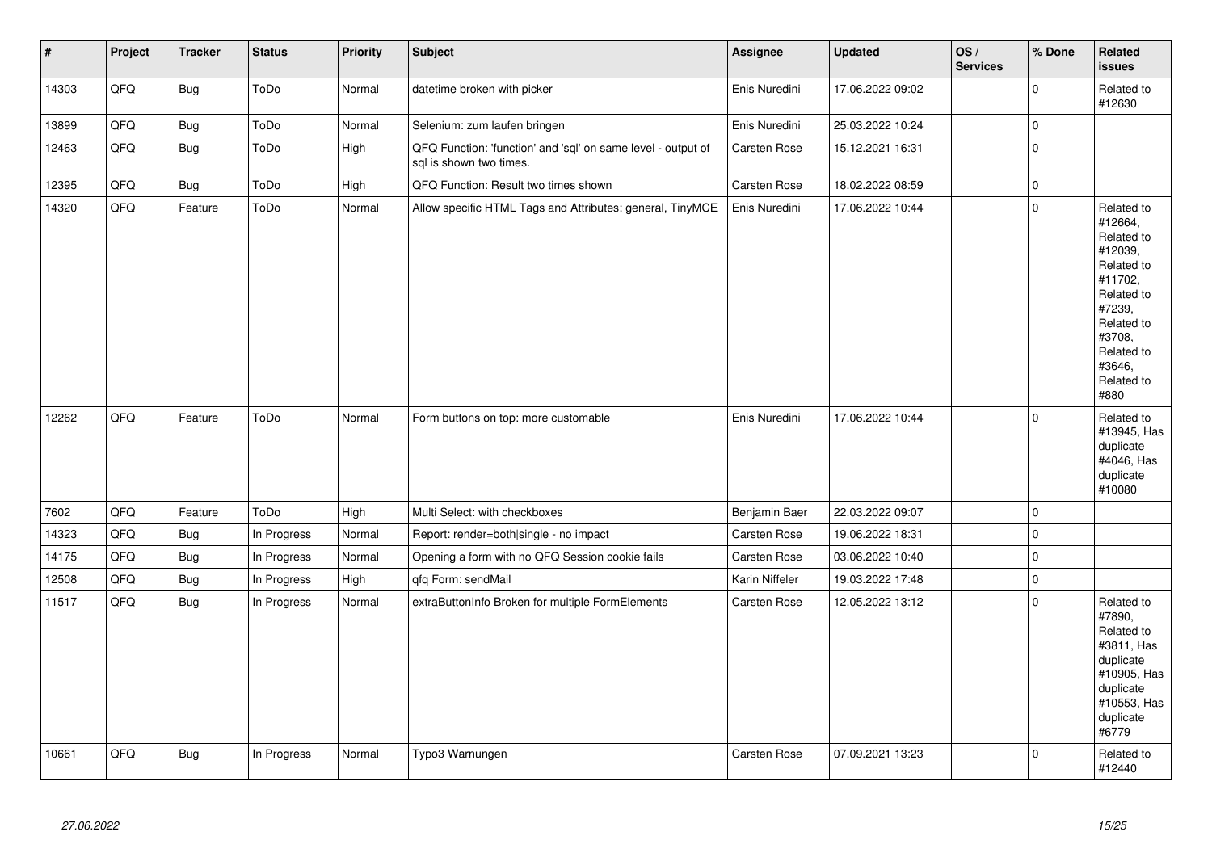| # | Project | Tracker | Status | Priority | Subject | Assignee | Updated | OS / Services | % Done | Related issues |
|---|---|---|---|---|---|---|---|---|---|---|
| 14303 | QFQ | Bug | ToDo | Normal | datetime broken with picker | Enis Nuredini | 17.06.2022 09:02 | | 0 | Related to #12630 |
| 13899 | QFQ | Bug | ToDo | Normal | Selenium: zum laufen bringen | Enis Nuredini | 25.03.2022 10:24 | | 0 | |
| 12463 | QFQ | Bug | ToDo | High | QFQ Function: 'function' and 'sql' on same level - output of sql is shown two times. | Carsten Rose | 15.12.2021 16:31 | | 0 | |
| 12395 | QFQ | Bug | ToDo | High | QFQ Function: Result two times shown | Carsten Rose | 18.02.2022 08:59 | | 0 | |
| 14320 | QFQ | Feature | ToDo | Normal | Allow specific HTML Tags and Attributes: general, TinyMCE | Enis Nuredini | 17.06.2022 10:44 | | 0 | Related to #12664, Related to #12039, Related to #11702, Related to #7239, Related to #3708, Related to #3646, Related to #880 |
| 12262 | QFQ | Feature | ToDo | Normal | Form buttons on top: more customable | Enis Nuredini | 17.06.2022 10:44 | | 0 | Related to #13945, Has duplicate #4046, Has duplicate #10080 |
| 7602 | QFQ | Feature | ToDo | High | Multi Select: with checkboxes | Benjamin Baer | 22.03.2022 09:07 | | 0 | |
| 14323 | QFQ | Bug | In Progress | Normal | Report: render=both\|single - no impact | Carsten Rose | 19.06.2022 18:31 | | 0 | |
| 14175 | QFQ | Bug | In Progress | Normal | Opening a form with no QFQ Session cookie fails | Carsten Rose | 03.06.2022 10:40 | | 0 | |
| 12508 | QFQ | Bug | In Progress | High | qfq Form: sendMail | Karin Niffeler | 19.03.2022 17:48 | | 0 | |
| 11517 | QFQ | Bug | In Progress | Normal | extraButtonInfo Broken for multiple FormElements | Carsten Rose | 12.05.2022 13:12 | | 0 | Related to #7890, Related to #3811, Has duplicate #10905, Has duplicate #10553, Has duplicate #6779 |
| 10661 | QFQ | Bug | In Progress | Normal | Typo3 Warnungen | Carsten Rose | 07.09.2021 13:23 | | 0 | Related to #12440 |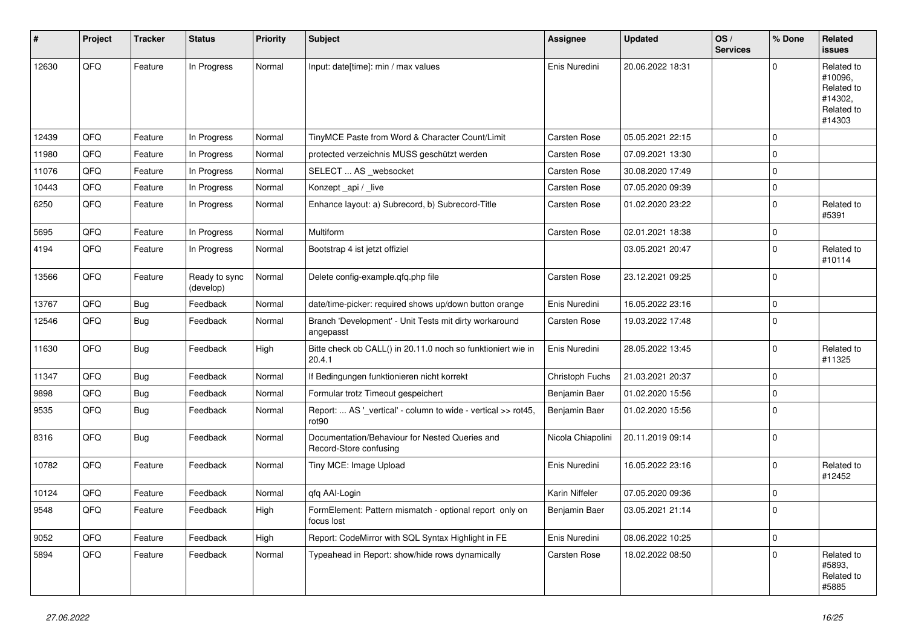| # | Project | Tracker | Status | Priority | Subject | Assignee | Updated | OS / Services | % Done | Related issues |
|---|---|---|---|---|---|---|---|---|---|---|
| 12630 | QFQ | Feature | In Progress | Normal | Input: date[time]: min / max values | Enis Nuredini | 20.06.2022 18:31 | | 0 | Related to #10096, Related to #14302, Related to #14303 |
| 12439 | QFQ | Feature | In Progress | Normal | TinyMCE Paste from Word & Character Count/Limit | Carsten Rose | 05.05.2021 22:15 | | 0 | |
| 11980 | QFQ | Feature | In Progress | Normal | protected verzeichnis MUSS geschützt werden | Carsten Rose | 07.09.2021 13:30 | | 0 | |
| 11076 | QFQ | Feature | In Progress | Normal | SELECT ... AS _websocket | Carsten Rose | 30.08.2020 17:49 | | 0 | |
| 10443 | QFQ | Feature | In Progress | Normal | Konzept _api / _live | Carsten Rose | 07.05.2020 09:39 | | 0 | |
| 6250 | QFQ | Feature | In Progress | Normal | Enhance layout: a) Subrecord, b) Subrecord-Title | Carsten Rose | 01.02.2020 23:22 | | 0 | Related to #5391 |
| 5695 | QFQ | Feature | In Progress | Normal | Multiform | Carsten Rose | 02.01.2021 18:38 | | 0 | |
| 4194 | QFQ | Feature | In Progress | Normal | Bootstrap 4 ist jetzt offiziel | | 03.05.2021 20:47 | | 0 | Related to #10114 |
| 13566 | QFQ | Feature | Ready to sync (develop) | Normal | Delete config-example.qfq.php file | Carsten Rose | 23.12.2021 09:25 | | 0 | |
| 13767 | QFQ | Bug | Feedback | Normal | date/time-picker: required shows up/down button orange | Enis Nuredini | 16.05.2022 23:16 | | 0 | |
| 12546 | QFQ | Bug | Feedback | Normal | Branch 'Development' - Unit Tests mit dirty workaround angepasst | Carsten Rose | 19.03.2022 17:48 | | 0 | |
| 11630 | QFQ | Bug | Feedback | High | Bitte check ob CALL() in 20.11.0 noch so funktioniert wie in 20.4.1 | Enis Nuredini | 28.05.2022 13:45 | | 0 | Related to #11325 |
| 11347 | QFQ | Bug | Feedback | Normal | If Bedingungen funktionieren nicht korrekt | Christoph Fuchs | 21.03.2021 20:37 | | 0 | |
| 9898 | QFQ | Bug | Feedback | Normal | Formular trotz Timeout gespeichert | Benjamin Baer | 01.02.2020 15:56 | | 0 | |
| 9535 | QFQ | Bug | Feedback | Normal | Report: ... AS '_vertical' - column to wide - vertical >> rot45, rot90 | Benjamin Baer | 01.02.2020 15:56 | | 0 | |
| 8316 | QFQ | Bug | Feedback | Normal | Documentation/Behaviour for Nested Queries and Record-Store confusing | Nicola Chiapolini | 20.11.2019 09:14 | | 0 | |
| 10782 | QFQ | Feature | Feedback | Normal | Tiny MCE: Image Upload | Enis Nuredini | 16.05.2022 23:16 | | 0 | Related to #12452 |
| 10124 | QFQ | Feature | Feedback | Normal | qfq AAI-Login | Karin Niffeler | 07.05.2020 09:36 | | 0 | |
| 9548 | QFQ | Feature | Feedback | High | FormElement: Pattern mismatch - optional report only on focus lost | Benjamin Baer | 03.05.2021 21:14 | | 0 | |
| 9052 | QFQ | Feature | Feedback | High | Report: CodeMirror with SQL Syntax Highlight in FE | Enis Nuredini | 08.06.2022 10:25 | | 0 | |
| 5894 | QFQ | Feature | Feedback | Normal | Typeahead in Report: show/hide rows dynamically | Carsten Rose | 18.02.2022 08:50 | | 0 | Related to #5893, Related to #5885 |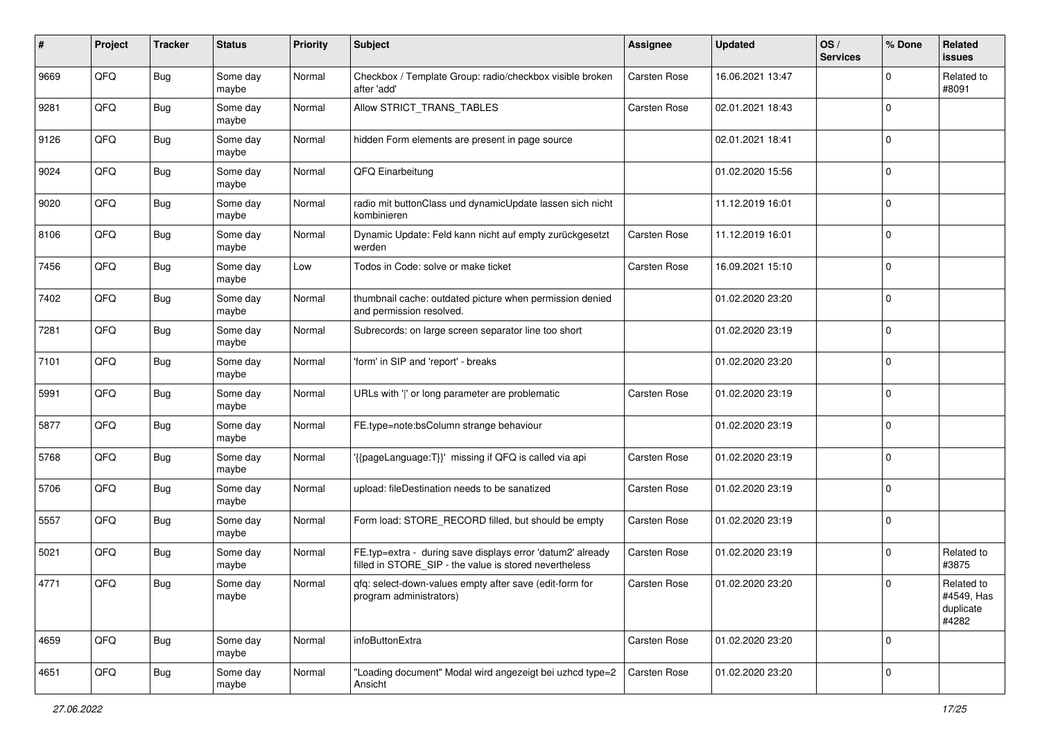| # | Project | Tracker | Status | Priority | Subject | Assignee | Updated | OS / Services | % Done | Related issues |
|---|---|---|---|---|---|---|---|---|---|---|
| 9669 | QFQ | Bug | Some day maybe | Normal | Checkbox / Template Group: radio/checkbox visible broken after 'add' | Carsten Rose | 16.06.2021 13:47 | | 0 | Related to #8091 |
| 9281 | QFQ | Bug | Some day maybe | Normal | Allow STRICT_TRANS_TABLES | Carsten Rose | 02.01.2021 18:43 | | 0 | |
| 9126 | QFQ | Bug | Some day maybe | Normal | hidden Form elements are present in page source | | 02.01.2021 18:41 | | 0 | |
| 9024 | QFQ | Bug | Some day maybe | Normal | QFQ Einarbeitung | | 01.02.2020 15:56 | | 0 | |
| 9020 | QFQ | Bug | Some day maybe | Normal | radio mit buttonClass und dynamicUpdate lassen sich nicht kombinieren | | 11.12.2019 16:01 | | 0 | |
| 8106 | QFQ | Bug | Some day maybe | Normal | Dynamic Update: Feld kann nicht auf empty zurückgesetzt werden | Carsten Rose | 11.12.2019 16:01 | | 0 | |
| 7456 | QFQ | Bug | Some day maybe | Low | Todos in Code: solve or make ticket | Carsten Rose | 16.09.2021 15:10 | | 0 | |
| 7402 | QFQ | Bug | Some day maybe | Normal | thumbnail cache: outdated picture when permission denied and permission resolved. | | 01.02.2020 23:20 | | 0 | |
| 7281 | QFQ | Bug | Some day maybe | Normal | Subrecords: on large screen separator line too short | | 01.02.2020 23:19 | | 0 | |
| 7101 | QFQ | Bug | Some day maybe | Normal | 'form' in SIP and 'report' - breaks | | 01.02.2020 23:20 | | 0 | |
| 5991 | QFQ | Bug | Some day maybe | Normal | URLs with ' ' or long parameter are problematic | Carsten Rose | 01.02.2020 23:19 | | 0 | |
| 5877 | QFQ | Bug | Some day maybe | Normal | FE.type=note:bsColumn strange behaviour | | 01.02.2020 23:19 | | 0 | |
| 5768 | QFQ | Bug | Some day maybe | Normal | '{{pageLanguage:T}}' missing if QFQ is called via api | Carsten Rose | 01.02.2020 23:19 | | 0 | |
| 5706 | QFQ | Bug | Some day maybe | Normal | upload: fileDestination needs to be sanatized | Carsten Rose | 01.02.2020 23:19 | | 0 | |
| 5557 | QFQ | Bug | Some day maybe | Normal | Form load: STORE_RECORD filled, but should be empty | Carsten Rose | 01.02.2020 23:19 | | 0 | |
| 5021 | QFQ | Bug | Some day maybe | Normal | FE.typ=extra - during save displays error 'datum2' already filled in STORE_SIP - the value is stored nevertheless | Carsten Rose | 01.02.2020 23:19 | | 0 | Related to #3875 |
| 4771 | QFQ | Bug | Some day maybe | Normal | qfq: select-down-values empty after save (edit-form for program administrators) | Carsten Rose | 01.02.2020 23:20 | | 0 | Related to #4549, Has duplicate #4282 |
| 4659 | QFQ | Bug | Some day maybe | Normal | infoButtonExtra | Carsten Rose | 01.02.2020 23:20 | | 0 | |
| 4651 | QFQ | Bug | Some day maybe | Normal | "Loading document" Modal wird angezeigt bei uzhcd type=2 Ansicht | Carsten Rose | 01.02.2020 23:20 | | 0 | |

*27.06.2022*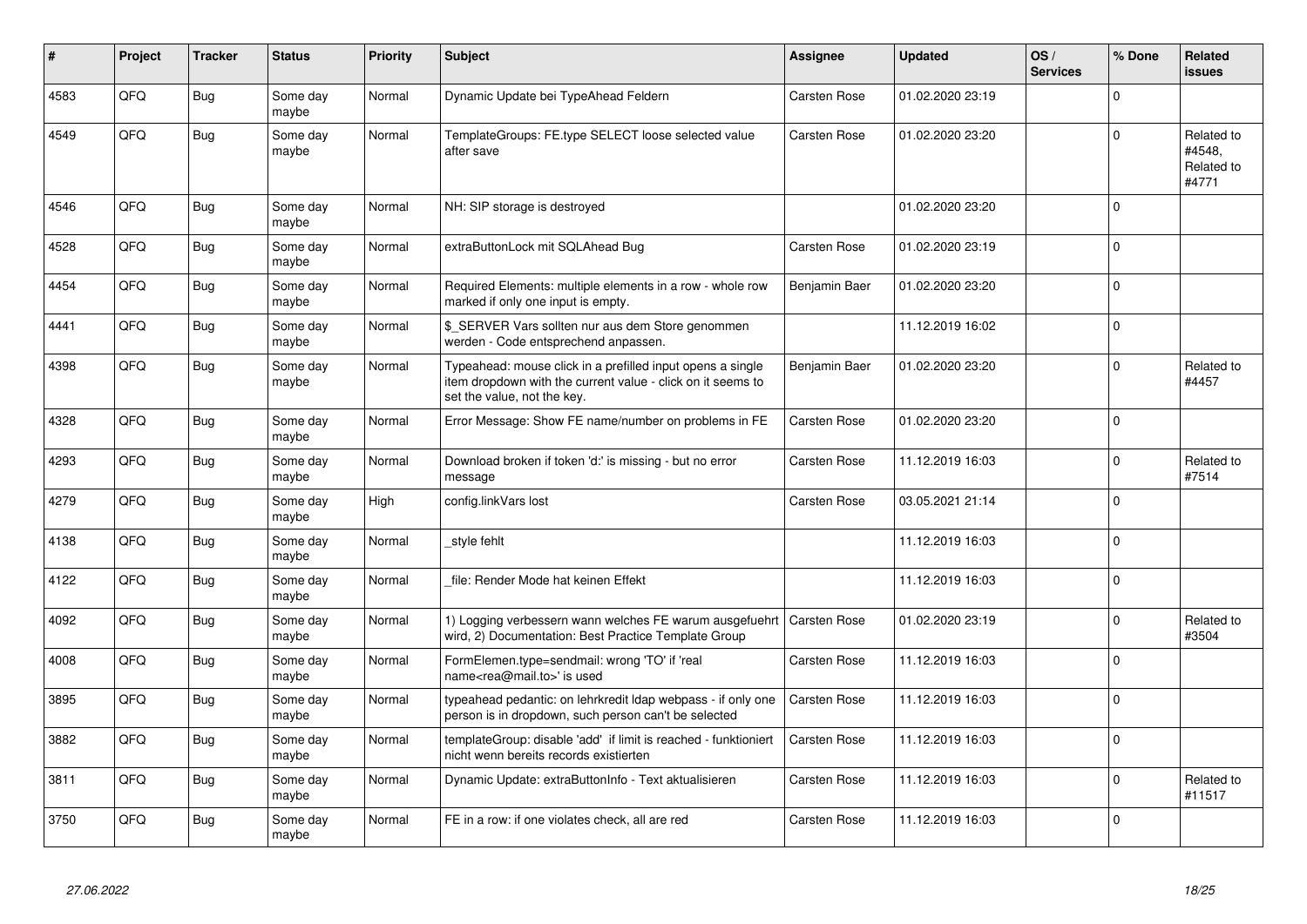| # | Project | Tracker | Status | Priority | Subject | Assignee | Updated | OS / Services | % Done | Related issues |
|---|---|---|---|---|---|---|---|---|---|---|
| 4583 | QFQ | Bug | Some day maybe | Normal | Dynamic Update bei TypeAhead Feldern | Carsten Rose | 01.02.2020 23:19 | | 0 | |
| 4549 | QFQ | Bug | Some day maybe | Normal | TemplateGroups: FE.type SELECT loose selected value after save | Carsten Rose | 01.02.2020 23:20 | | 0 | Related to #4548, Related to #4771 |
| 4546 | QFQ | Bug | Some day maybe | Normal | NH: SIP storage is destroyed | | 01.02.2020 23:20 | | 0 | |
| 4528 | QFQ | Bug | Some day maybe | Normal | extraButtonLock mit SQLAhead Bug | Carsten Rose | 01.02.2020 23:19 | | 0 | |
| 4454 | QFQ | Bug | Some day maybe | Normal | Required Elements: multiple elements in a row - whole row marked if only one input is empty. | Benjamin Baer | 01.02.2020 23:20 | | 0 | |
| 4441 | QFQ | Bug | Some day maybe | Normal | $_SERVER Vars sollten nur aus dem Store genommen werden - Code entsprechend anpassen. | | 11.12.2019 16:02 | | 0 | |
| 4398 | QFQ | Bug | Some day maybe | Normal | Typeahead: mouse click in a prefilled input opens a single item dropdown with the current value - click on it seems to set the value, not the key. | Benjamin Baer | 01.02.2020 23:20 | | 0 | Related to #4457 |
| 4328 | QFQ | Bug | Some day maybe | Normal | Error Message: Show FE name/number on problems in FE | Carsten Rose | 01.02.2020 23:20 | | 0 | |
| 4293 | QFQ | Bug | Some day maybe | Normal | Download broken if token 'd:' is missing - but no error message | Carsten Rose | 11.12.2019 16:03 | | 0 | Related to #7514 |
| 4279 | QFQ | Bug | Some day maybe | High | config.linkVars lost | Carsten Rose | 03.05.2021 21:14 | | 0 | |
| 4138 | QFQ | Bug | Some day maybe | Normal | _style fehlt | | 11.12.2019 16:03 | | 0 | |
| 4122 | QFQ | Bug | Some day maybe | Normal | _file: Render Mode hat keinen Effekt | | 11.12.2019 16:03 | | 0 | |
| 4092 | QFQ | Bug | Some day maybe | Normal | 1) Logging verbessern wann welches FE warum ausgefuehrt wird, 2) Documentation: Best Practice Template Group | Carsten Rose | 01.02.2020 23:19 | | 0 | Related to #3504 |
| 4008 | QFQ | Bug | Some day maybe | Normal | FormElemen.type=sendmail: wrong 'TO' if 'real name<rea@mail.to>' is used | Carsten Rose | 11.12.2019 16:03 | | 0 | |
| 3895 | QFQ | Bug | Some day maybe | Normal | typeahead pedantic: on lehrkredit ldap webpass - if only one person is in dropdown, such person can't be selected | Carsten Rose | 11.12.2019 16:03 | | 0 | |
| 3882 | QFQ | Bug | Some day maybe | Normal | templateGroup: disable 'add' if limit is reached - funktioniert nicht wenn bereits records existierten | Carsten Rose | 11.12.2019 16:03 | | 0 | |
| 3811 | QFQ | Bug | Some day maybe | Normal | Dynamic Update: extraButtonInfo - Text aktualisieren | Carsten Rose | 11.12.2019 16:03 | | 0 | Related to #11517 |
| 3750 | QFQ | Bug | Some day maybe | Normal | FE in a row: if one violates check, all are red | Carsten Rose | 11.12.2019 16:03 | | 0 | |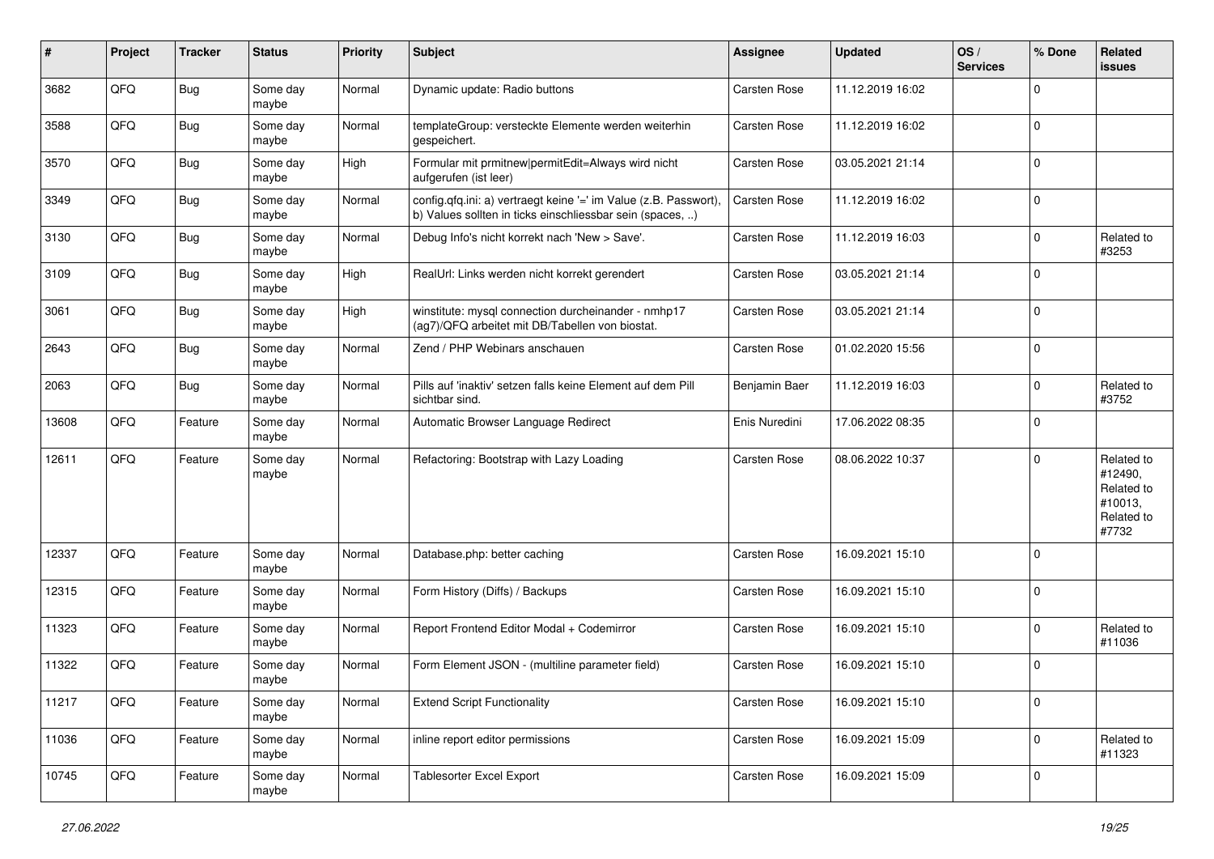| # | Project | Tracker | Status | Priority | Subject | Assignee | Updated | OS / Services | % Done | Related issues |
|---|---|---|---|---|---|---|---|---|---|---|
| 3682 | QFQ | Bug | Some day maybe | Normal | Dynamic update: Radio buttons | Carsten Rose | 11.12.2019 16:02 | | 0 | |
| 3588 | QFQ | Bug | Some day maybe | Normal | templateGroup: versteckte Elemente werden weiterhin gespeichert. | Carsten Rose | 11.12.2019 16:02 | | 0 | |
| 3570 | QFQ | Bug | Some day maybe | High | Formular mit prmitnew\|permitEdit=Always wird nicht aufgerufen (ist leer) | Carsten Rose | 03.05.2021 21:14 | | 0 | |
| 3349 | QFQ | Bug | Some day maybe | Normal | config.qfq.ini: a) vertraegt keine '=' im Value (z.B. Passwort), b) Values sollten in ticks einschliessbar sein (spaces, ..) | Carsten Rose | 11.12.2019 16:02 | | 0 | |
| 3130 | QFQ | Bug | Some day maybe | Normal | Debug Info's nicht korrekt nach 'New > Save'. | Carsten Rose | 11.12.2019 16:03 | | 0 | Related to #3253 |
| 3109 | QFQ | Bug | Some day maybe | High | RealUrl: Links werden nicht korrekt gerendert | Carsten Rose | 03.05.2021 21:14 | | 0 | |
| 3061 | QFQ | Bug | Some day maybe | High | winstitute: mysql connection durcheinander - nmhp17 (ag7)/QFQ arbeitet mit DB/Tabellen von biostat. | Carsten Rose | 03.05.2021 21:14 | | 0 | |
| 2643 | QFQ | Bug | Some day maybe | Normal | Zend / PHP Webinars anschauen | Carsten Rose | 01.02.2020 15:56 | | 0 | |
| 2063 | QFQ | Bug | Some day maybe | Normal | Pills auf 'inaktiv' setzen falls keine Element auf dem Pill sichtbar sind. | Benjamin Baer | 11.12.2019 16:03 | | 0 | Related to #3752 |
| 13608 | QFQ | Feature | Some day maybe | Normal | Automatic Browser Language Redirect | Enis Nuredini | 17.06.2022 08:35 | | 0 | |
| 12611 | QFQ | Feature | Some day maybe | Normal | Refactoring: Bootstrap with Lazy Loading | Carsten Rose | 08.06.2022 10:37 | | 0 | Related to #12490, Related to #10013, Related to #7732 |
| 12337 | QFQ | Feature | Some day maybe | Normal | Database.php: better caching | Carsten Rose | 16.09.2021 15:10 | | 0 | |
| 12315 | QFQ | Feature | Some day maybe | Normal | Form History (Diffs) / Backups | Carsten Rose | 16.09.2021 15:10 | | 0 | |
| 11323 | QFQ | Feature | Some day maybe | Normal | Report Frontend Editor Modal + Codemirror | Carsten Rose | 16.09.2021 15:10 | | 0 | Related to #11036 |
| 11322 | QFQ | Feature | Some day maybe | Normal | Form Element JSON - (multiline parameter field) | Carsten Rose | 16.09.2021 15:10 | | 0 | |
| 11217 | QFQ | Feature | Some day maybe | Normal | Extend Script Functionality | Carsten Rose | 16.09.2021 15:10 | | 0 | |
| 11036 | QFQ | Feature | Some day maybe | Normal | inline report editor permissions | Carsten Rose | 16.09.2021 15:09 | | 0 | Related to #11323 |
| 10745 | QFQ | Feature | Some day maybe | Normal | Tablesorter Excel Export | Carsten Rose | 16.09.2021 15:09 | | 0 | |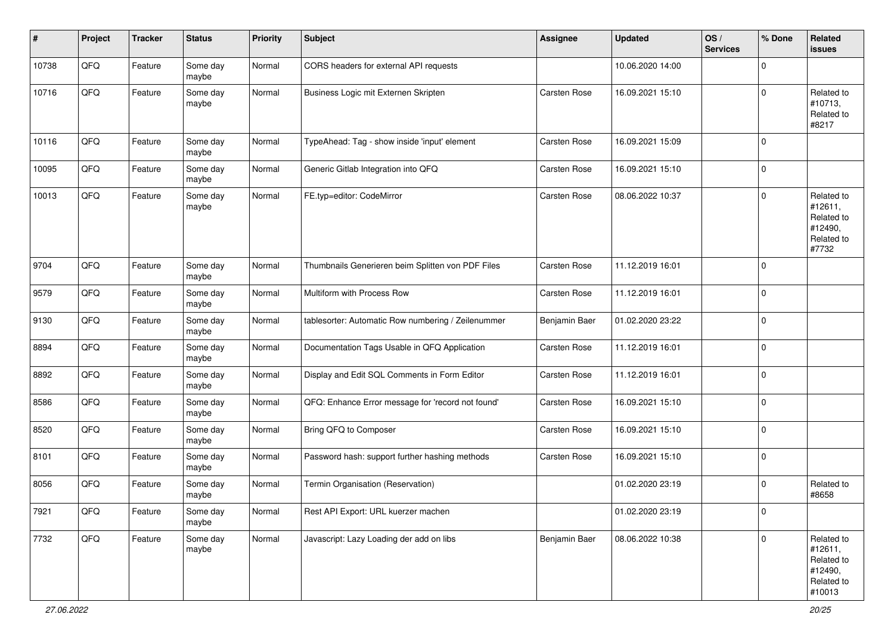| # | Project | Tracker | Status | Priority | Subject | Assignee | Updated | OS / Services | % Done | Related issues |
|---|---|---|---|---|---|---|---|---|---|---|
| 10738 | QFQ | Feature | Some day maybe | Normal | CORS headers for external API requests | | 10.06.2020 14:00 | | 0 | |
| 10716 | QFQ | Feature | Some day maybe | Normal | Business Logic mit Externen Skripten | Carsten Rose | 16.09.2021 15:10 | | 0 | Related to #10713, Related to #8217 |
| 10116 | QFQ | Feature | Some day maybe | Normal | TypeAhead: Tag - show inside 'input' element | Carsten Rose | 16.09.2021 15:09 | | 0 | |
| 10095 | QFQ | Feature | Some day maybe | Normal | Generic Gitlab Integration into QFQ | Carsten Rose | 16.09.2021 15:10 | | 0 | |
| 10013 | QFQ | Feature | Some day maybe | Normal | FE.typ=editor: CodeMirror | Carsten Rose | 08.06.2022 10:37 | | 0 | Related to #12611, Related to #12490, Related to #7732 |
| 9704 | QFQ | Feature | Some day maybe | Normal | Thumbnails Generieren beim Splitten von PDF Files | Carsten Rose | 11.12.2019 16:01 | | 0 | |
| 9579 | QFQ | Feature | Some day maybe | Normal | Multiform with Process Row | Carsten Rose | 11.12.2019 16:01 | | 0 | |
| 9130 | QFQ | Feature | Some day maybe | Normal | tablesorter: Automatic Row numbering / Zeilenummer | Benjamin Baer | 01.02.2020 23:22 | | 0 | |
| 8894 | QFQ | Feature | Some day maybe | Normal | Documentation Tags Usable in QFQ Application | Carsten Rose | 11.12.2019 16:01 | | 0 | |
| 8892 | QFQ | Feature | Some day maybe | Normal | Display and Edit SQL Comments in Form Editor | Carsten Rose | 11.12.2019 16:01 | | 0 | |
| 8586 | QFQ | Feature | Some day maybe | Normal | QFQ: Enhance Error message for 'record not found' | Carsten Rose | 16.09.2021 15:10 | | 0 | |
| 8520 | QFQ | Feature | Some day maybe | Normal | Bring QFQ to Composer | Carsten Rose | 16.09.2021 15:10 | | 0 | |
| 8101 | QFQ | Feature | Some day maybe | Normal | Password hash: support further hashing methods | Carsten Rose | 16.09.2021 15:10 | | 0 | |
| 8056 | QFQ | Feature | Some day maybe | Normal | Termin Organisation (Reservation) | | 01.02.2020 23:19 | | 0 | Related to #8658 |
| 7921 | QFQ | Feature | Some day maybe | Normal | Rest API Export: URL kuerzer machen | | 01.02.2020 23:19 | | 0 | |
| 7732 | QFQ | Feature | Some day maybe | Normal | Javascript: Lazy Loading der add on libs | Benjamin Baer | 08.06.2022 10:38 | | 0 | Related to #12611, Related to #12490, Related to #10013 |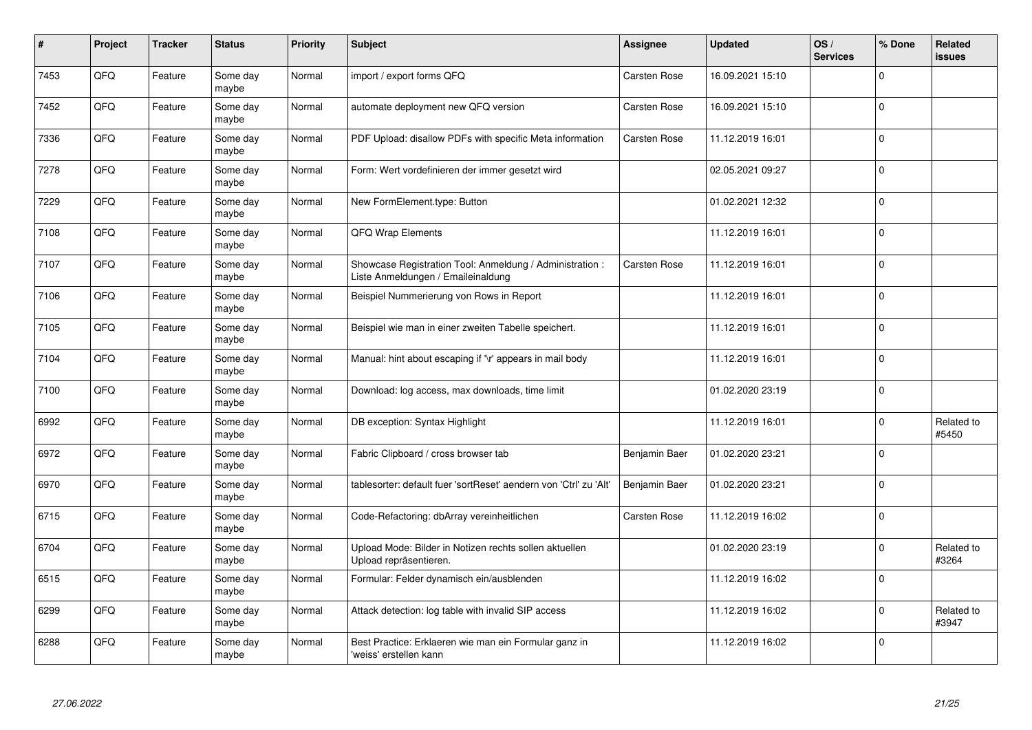| # | Project | Tracker | Status | Priority | Subject | Assignee | Updated | OS / Services | % Done | Related issues |
|---|---|---|---|---|---|---|---|---|---|---|
| 7453 | QFQ | Feature | Some day maybe | Normal | import / export forms QFQ | Carsten Rose | 16.09.2021 15:10 | | 0 | |
| 7452 | QFQ | Feature | Some day maybe | Normal | automate deployment new QFQ version | Carsten Rose | 16.09.2021 15:10 | | 0 | |
| 7336 | QFQ | Feature | Some day maybe | Normal | PDF Upload: disallow PDFs with specific Meta information | Carsten Rose | 11.12.2019 16:01 | | 0 | |
| 7278 | QFQ | Feature | Some day maybe | Normal | Form: Wert vordefinieren der immer gesetzt wird | | 02.05.2021 09:27 | | 0 | |
| 7229 | QFQ | Feature | Some day maybe | Normal | New FormElement.type: Button | | 01.02.2021 12:32 | | 0 | |
| 7108 | QFQ | Feature | Some day maybe | Normal | QFQ Wrap Elements | | 11.12.2019 16:01 | | 0 | |
| 7107 | QFQ | Feature | Some day maybe | Normal | Showcase Registration Tool: Anmeldung / Administration : Liste Anmeldungen / Emaileinaldung | Carsten Rose | 11.12.2019 16:01 | | 0 | |
| 7106 | QFQ | Feature | Some day maybe | Normal | Beispiel Nummerierung von Rows in Report | | 11.12.2019 16:01 | | 0 | |
| 7105 | QFQ | Feature | Some day maybe | Normal | Beispiel wie man in einer zweiten Tabelle speichert. | | 11.12.2019 16:01 | | 0 | |
| 7104 | QFQ | Feature | Some day maybe | Normal | Manual: hint about escaping if '\r' appears in mail body | | 11.12.2019 16:01 | | 0 | |
| 7100 | QFQ | Feature | Some day maybe | Normal | Download: log access, max downloads, time limit | | 01.02.2020 23:19 | | 0 | |
| 6992 | QFQ | Feature | Some day maybe | Normal | DB exception: Syntax Highlight | | 11.12.2019 16:01 | | 0 | Related to #5450 |
| 6972 | QFQ | Feature | Some day maybe | Normal | Fabric Clipboard / cross browser tab | Benjamin Baer | 01.02.2020 23:21 | | 0 | |
| 6970 | QFQ | Feature | Some day maybe | Normal | tablesorter: default fuer 'sortReset' aendern von 'Ctrl' zu 'Alt' | Benjamin Baer | 01.02.2020 23:21 | | 0 | |
| 6715 | QFQ | Feature | Some day maybe | Normal | Code-Refactoring: dbArray vereinheitlichen | Carsten Rose | 11.12.2019 16:02 | | 0 | |
| 6704 | QFQ | Feature | Some day maybe | Normal | Upload Mode: Bilder in Notizen rechts sollen aktuellen Upload repräsentieren. | | 01.02.2020 23:19 | | 0 | Related to #3264 |
| 6515 | QFQ | Feature | Some day maybe | Normal | Formular: Felder dynamisch ein/ausblenden | | 11.12.2019 16:02 | | 0 | |
| 6299 | QFQ | Feature | Some day maybe | Normal | Attack detection: log table with invalid SIP access | | 11.12.2019 16:02 | | 0 | Related to #3947 |
| 6288 | QFQ | Feature | Some day maybe | Normal | Best Practice: Erklaeren wie man ein Formular ganz in 'weiss' erstellen kann | | 11.12.2019 16:02 | | 0 | |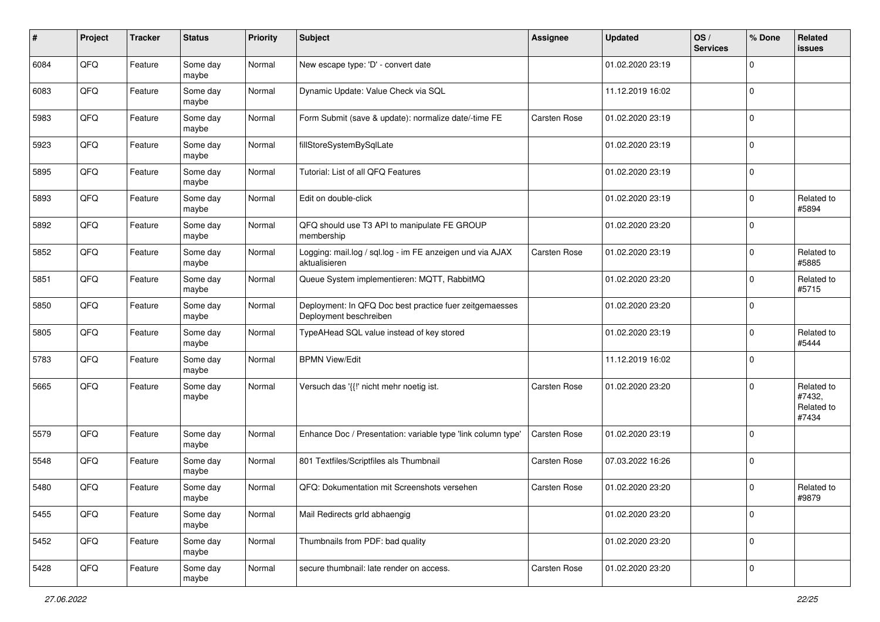| # | Project | Tracker | Status | Priority | Subject | Assignee | Updated | OS / Services | % Done | Related issues |
|---|---|---|---|---|---|---|---|---|---|---|
| 6084 | QFQ | Feature | Some day maybe | Normal | New escape type: 'D' - convert date | | 01.02.2020 23:19 | | 0 | |
| 6083 | QFQ | Feature | Some day maybe | Normal | Dynamic Update: Value Check via SQL | | 11.12.2019 16:02 | | 0 | |
| 5983 | QFQ | Feature | Some day maybe | Normal | Form Submit (save & update): normalize date/-time FE | Carsten Rose | 01.02.2020 23:19 | | 0 | |
| 5923 | QFQ | Feature | Some day maybe | Normal | fillStoreSystemBySqlLate | | 01.02.2020 23:19 | | 0 | |
| 5895 | QFQ | Feature | Some day maybe | Normal | Tutorial: List of all QFQ Features | | 01.02.2020 23:19 | | 0 | |
| 5893 | QFQ | Feature | Some day maybe | Normal | Edit on double-click | | 01.02.2020 23:19 | | 0 | Related to #5894 |
| 5892 | QFQ | Feature | Some day maybe | Normal | QFQ should use T3 API to manipulate FE GROUP membership | | 01.02.2020 23:20 | | 0 | |
| 5852 | QFQ | Feature | Some day maybe | Normal | Logging: mail.log / sql.log - im FE anzeigen und via AJAX aktualisieren | Carsten Rose | 01.02.2020 23:19 | | 0 | Related to #5885 |
| 5851 | QFQ | Feature | Some day maybe | Normal | Queue System implementieren: MQTT, RabbitMQ | | 01.02.2020 23:20 | | 0 | Related to #5715 |
| 5850 | QFQ | Feature | Some day maybe | Normal | Deployment: In QFQ Doc best practice fuer zeitgemaesses Deployment beschreiben | | 01.02.2020 23:20 | | 0 | |
| 5805 | QFQ | Feature | Some day maybe | Normal | TypeAHead SQL value instead of key stored | | 01.02.2020 23:19 | | 0 | Related to #5444 |
| 5783 | QFQ | Feature | Some day maybe | Normal | BPMN View/Edit | | 11.12.2019 16:02 | | 0 | |
| 5665 | QFQ | Feature | Some day maybe | Normal | Versuch das '{{!' nicht mehr noetig ist. | Carsten Rose | 01.02.2020 23:20 | | 0 | Related to #7432, Related to #7434 |
| 5579 | QFQ | Feature | Some day maybe | Normal | Enhance Doc / Presentation: variable type 'link column type' | Carsten Rose | 01.02.2020 23:19 | | 0 | |
| 5548 | QFQ | Feature | Some day maybe | Normal | 801 Textfiles/Scriptfiles als Thumbnail | Carsten Rose | 07.03.2022 16:26 | | 0 | |
| 5480 | QFQ | Feature | Some day maybe | Normal | QFQ: Dokumentation mit Screenshots versehen | Carsten Rose | 01.02.2020 23:20 | | 0 | Related to #9879 |
| 5455 | QFQ | Feature | Some day maybe | Normal | Mail Redirects grId abhaengig | | 01.02.2020 23:20 | | 0 | |
| 5452 | QFQ | Feature | Some day maybe | Normal | Thumbnails from PDF: bad quality | | 01.02.2020 23:20 | | 0 | |
| 5428 | QFQ | Feature | Some day maybe | Normal | secure thumbnail: late render on access. | Carsten Rose | 01.02.2020 23:20 | | 0 | |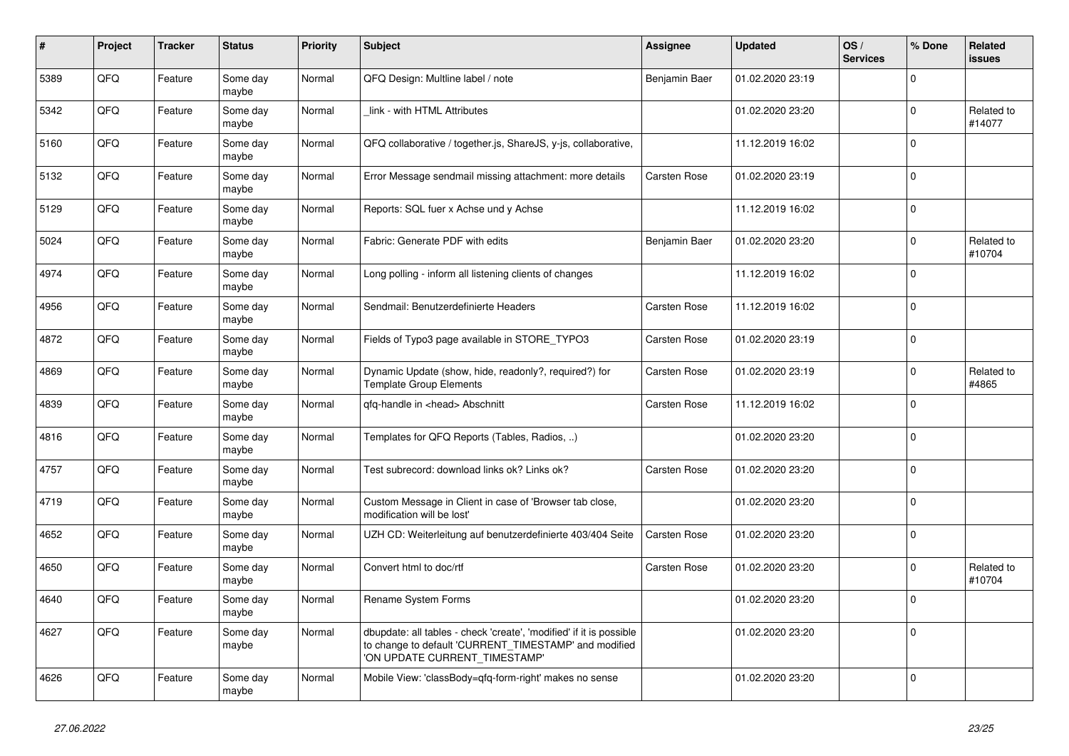| # | Project | Tracker | Status | Priority | Subject | Assignee | Updated | OS / Services | % Done | Related issues |
|---|---|---|---|---|---|---|---|---|---|---|
| 5389 | QFQ | Feature | Some day maybe | Normal | QFQ Design: Multline label / note | Benjamin Baer | 01.02.2020 23:19 | | 0 | |
| 5342 | QFQ | Feature | Some day maybe | Normal | _link - with HTML Attributes | | 01.02.2020 23:20 | | 0 | Related to #14077 |
| 5160 | QFQ | Feature | Some day maybe | Normal | QFQ collaborative / together.js, ShareJS, y-js, collaborative, | | 11.12.2019 16:02 | | 0 | |
| 5132 | QFQ | Feature | Some day maybe | Normal | Error Message sendmail missing attachment: more details | Carsten Rose | 01.02.2020 23:19 | | 0 | |
| 5129 | QFQ | Feature | Some day maybe | Normal | Reports: SQL fuer x Achse und y Achse | | 11.12.2019 16:02 | | 0 | |
| 5024 | QFQ | Feature | Some day maybe | Normal | Fabric: Generate PDF with edits | Benjamin Baer | 01.02.2020 23:20 | | 0 | Related to #10704 |
| 4974 | QFQ | Feature | Some day maybe | Normal | Long polling - inform all listening clients of changes | | 11.12.2019 16:02 | | 0 | |
| 4956 | QFQ | Feature | Some day maybe | Normal | Sendmail: Benutzerdefinierte Headers | Carsten Rose | 11.12.2019 16:02 | | 0 | |
| 4872 | QFQ | Feature | Some day maybe | Normal | Fields of Typo3 page available in STORE_TYPO3 | Carsten Rose | 01.02.2020 23:19 | | 0 | |
| 4869 | QFQ | Feature | Some day maybe | Normal | Dynamic Update (show, hide, readonly?, required?) for Template Group Elements | Carsten Rose | 01.02.2020 23:19 | | 0 | Related to #4865 |
| 4839 | QFQ | Feature | Some day maybe | Normal | qfq-handle in <head> Abschnitt | Carsten Rose | 11.12.2019 16:02 | | 0 | |
| 4816 | QFQ | Feature | Some day maybe | Normal | Templates for QFQ Reports (Tables, Radios, ..) | | 01.02.2020 23:20 | | 0 | |
| 4757 | QFQ | Feature | Some day maybe | Normal | Test subrecord: download links ok? Links ok? | Carsten Rose | 01.02.2020 23:20 | | 0 | |
| 4719 | QFQ | Feature | Some day maybe | Normal | Custom Message in Client in case of 'Browser tab close, modification will be lost' | | 01.02.2020 23:20 | | 0 | |
| 4652 | QFQ | Feature | Some day maybe | Normal | UZH CD: Weiterleitung auf benutzerdefinierte 403/404 Seite | Carsten Rose | 01.02.2020 23:20 | | 0 | |
| 4650 | QFQ | Feature | Some day maybe | Normal | Convert html to doc/rtf | Carsten Rose | 01.02.2020 23:20 | | 0 | Related to #10704 |
| 4640 | QFQ | Feature | Some day maybe | Normal | Rename System Forms | | 01.02.2020 23:20 | | 0 | |
| 4627 | QFQ | Feature | Some day maybe | Normal | dbupdate: all tables - check 'create', 'modified' if it is possible to change to default 'CURRENT_TIMESTAMP' and modified 'ON UPDATE CURRENT_TIMESTAMP' | | 01.02.2020 23:20 | | 0 | |
| 4626 | QFQ | Feature | Some day maybe | Normal | Mobile View: 'classBody=qfq-form-right' makes no sense | | 01.02.2020 23:20 | | 0 | |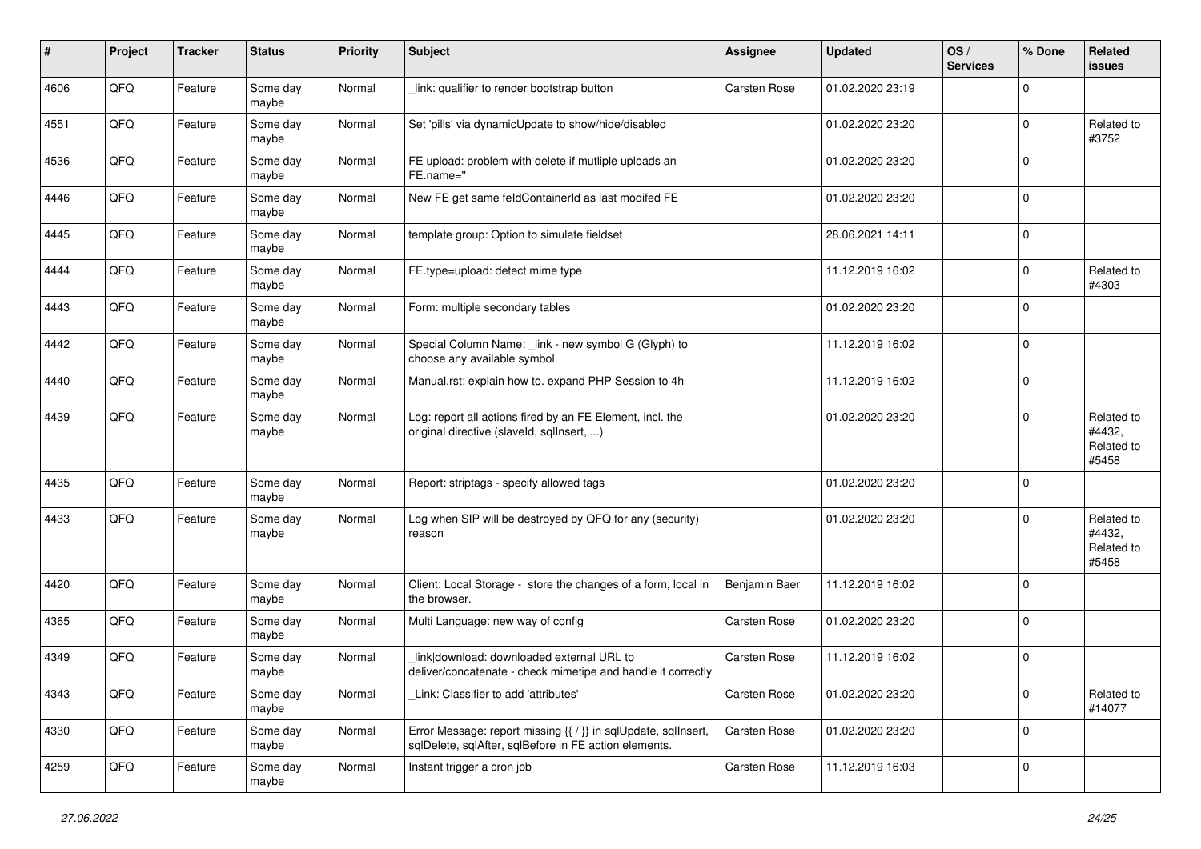| # | Project | Tracker | Status | Priority | Subject | Assignee | Updated | OS / Services | % Done | Related issues |
|---|---|---|---|---|---|---|---|---|---|---|
| 4606 | QFO | Feature | Some day maybe | Normal | _link: qualifier to render bootstrap button | Carsten Rose | 01.02.2020 23:19 | | 0 | |
| 4551 | QFQ | Feature | Some day maybe | Normal | Set 'pills' via dynamicUpdate to show/hide/disabled | | 01.02.2020 23:20 | | 0 | Related to #3752 |
| 4536 | QFQ | Feature | Some day maybe | Normal | FE upload: problem with delete if mutliple uploads an FE.name=" | | 01.02.2020 23:20 | | 0 | |
| 4446 | QFQ | Feature | Some day maybe | Normal | New FE get same feldContainerId as last modifed FE | | 01.02.2020 23:20 | | 0 | |
| 4445 | QFQ | Feature | Some day maybe | Normal | template group: Option to simulate fieldset | | 28.06.2021 14:11 | | 0 | |
| 4444 | QFQ | Feature | Some day maybe | Normal | FE.type=upload: detect mime type | | 11.12.2019 16:02 | | 0 | Related to #4303 |
| 4443 | QFQ | Feature | Some day maybe | Normal | Form: multiple secondary tables | | 01.02.2020 23:20 | | 0 | |
| 4442 | QFQ | Feature | Some day maybe | Normal | Special Column Name: _link - new symbol G (Glyph) to choose any available symbol | | 11.12.2019 16:02 | | 0 | |
| 4440 | QFQ | Feature | Some day maybe | Normal | Manual.rst: explain how to. expand PHP Session to 4h | | 11.12.2019 16:02 | | 0 | |
| 4439 | QFQ | Feature | Some day maybe | Normal | Log: report all actions fired by an FE Element, incl. the original directive (slaveId, sqlInsert, ...) | | 01.02.2020 23:20 | | 0 | Related to #4432, Related to #5458 |
| 4435 | QFQ | Feature | Some day maybe | Normal | Report: striptags - specify allowed tags | | 01.02.2020 23:20 | | 0 | |
| 4433 | QFQ | Feature | Some day maybe | Normal | Log when SIP will be destroyed by QFQ for any (security) reason | | 01.02.2020 23:20 | | 0 | Related to #4432, Related to #5458 |
| 4420 | QFQ | Feature | Some day maybe | Normal | Client: Local Storage - store the changes of a form, local in the browser. | Benjamin Baer | 11.12.2019 16:02 | | 0 | |
| 4365 | QFQ | Feature | Some day maybe | Normal | Multi Language: new way of config | Carsten Rose | 01.02.2020 23:20 | | 0 | |
| 4349 | QFQ | Feature | Some day maybe | Normal | link\|download: downloaded external URL to deliver/concatenate - check mimetipe and handle it correctly | Carsten Rose | 11.12.2019 16:02 | | 0 | |
| 4343 | QFQ | Feature | Some day maybe | Normal | _Link: Classifier to add 'attributes' | Carsten Rose | 01.02.2020 23:20 | | 0 | Related to #14077 |
| 4330 | QFQ | Feature | Some day maybe | Normal | Error Message: report missing {{ / }} in sqlUpdate, sqlInsert, sqlDelete, sqlAfter, sqlBefore in FE action elements. | Carsten Rose | 01.02.2020 23:20 | | 0 | |
| 4259 | QFQ | Feature | Some day maybe | Normal | Instant trigger a cron job | Carsten Rose | 11.12.2019 16:03 | | 0 | |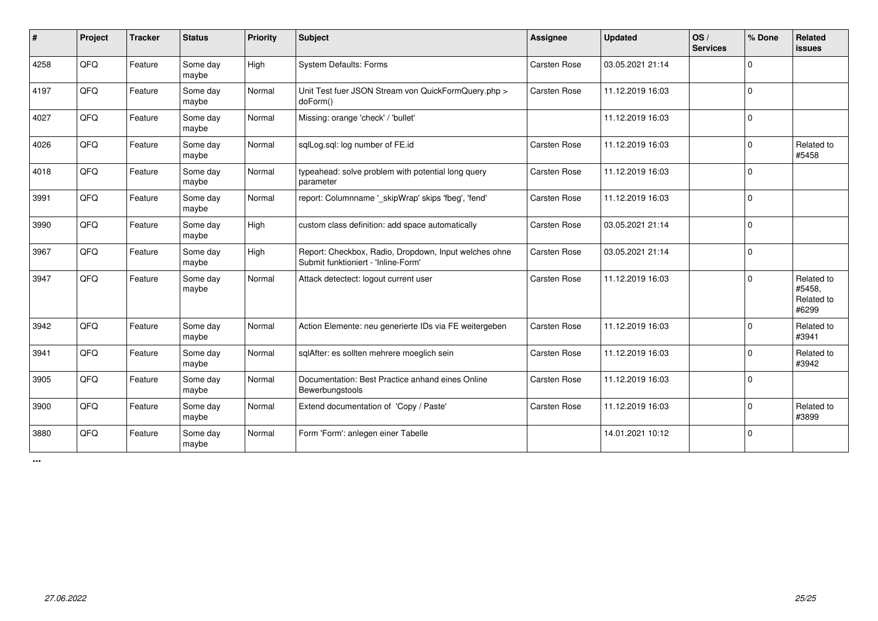| # | Project | Tracker | Status | Priority | Subject | Assignee | Updated | OS / Services | % Done | Related issues |
|---|---|---|---|---|---|---|---|---|---|---|
| 4258 | QFQ | Feature | Some day maybe | High | System Defaults: Forms | Carsten Rose | 03.05.2021 21:14 | | 0 | |
| 4197 | QFQ | Feature | Some day maybe | Normal | Unit Test fuer JSON Stream von QuickFormQuery.php > doForm() | Carsten Rose | 11.12.2019 16:03 | | 0 | |
| 4027 | QFQ | Feature | Some day maybe | Normal | Missing: orange 'check' / 'bullet' | | 11.12.2019 16:03 | | 0 | |
| 4026 | QFQ | Feature | Some day maybe | Normal | sqlLog.sql: log number of FE.id | Carsten Rose | 11.12.2019 16:03 | | 0 | Related to #5458 |
| 4018 | QFQ | Feature | Some day maybe | Normal | typeahead: solve problem with potential long query parameter | Carsten Rose | 11.12.2019 16:03 | | 0 | |
| 3991 | QFQ | Feature | Some day maybe | Normal | report: Columnname '_skipWrap' skips 'fbeg', 'fend' | Carsten Rose | 11.12.2019 16:03 | | 0 | |
| 3990 | QFQ | Feature | Some day maybe | High | custom class definition: add space automatically | Carsten Rose | 03.05.2021 21:14 | | 0 | |
| 3967 | QFQ | Feature | Some day maybe | High | Report: Checkbox, Radio, Dropdown, Input welches ohne Submit funktioniert - 'Inline-Form' | Carsten Rose | 03.05.2021 21:14 | | 0 | |
| 3947 | QFQ | Feature | Some day maybe | Normal | Attack detectect: logout current user | Carsten Rose | 11.12.2019 16:03 | | 0 | Related to #5458, Related to #6299 |
| 3942 | QFQ | Feature | Some day maybe | Normal | Action Elemente: neu generierte IDs via FE weitergeben | Carsten Rose | 11.12.2019 16:03 | | 0 | Related to #3941 |
| 3941 | QFQ | Feature | Some day maybe | Normal | sqlAfter: es sollten mehrere moeglich sein | Carsten Rose | 11.12.2019 16:03 | | 0 | Related to #3942 |
| 3905 | QFQ | Feature | Some day maybe | Normal | Documentation: Best Practice anhand eines Online Bewerbungstools | Carsten Rose | 11.12.2019 16:03 | | 0 | |
| 3900 | QFQ | Feature | Some day maybe | Normal | Extend documentation of 'Copy / Paste' | Carsten Rose | 11.12.2019 16:03 | | 0 | Related to #3899 |
| 3880 | QFQ | Feature | Some day maybe | Normal | Form 'Form': anlegen einer Tabelle | | 14.01.2021 10:12 | | 0 | |

...